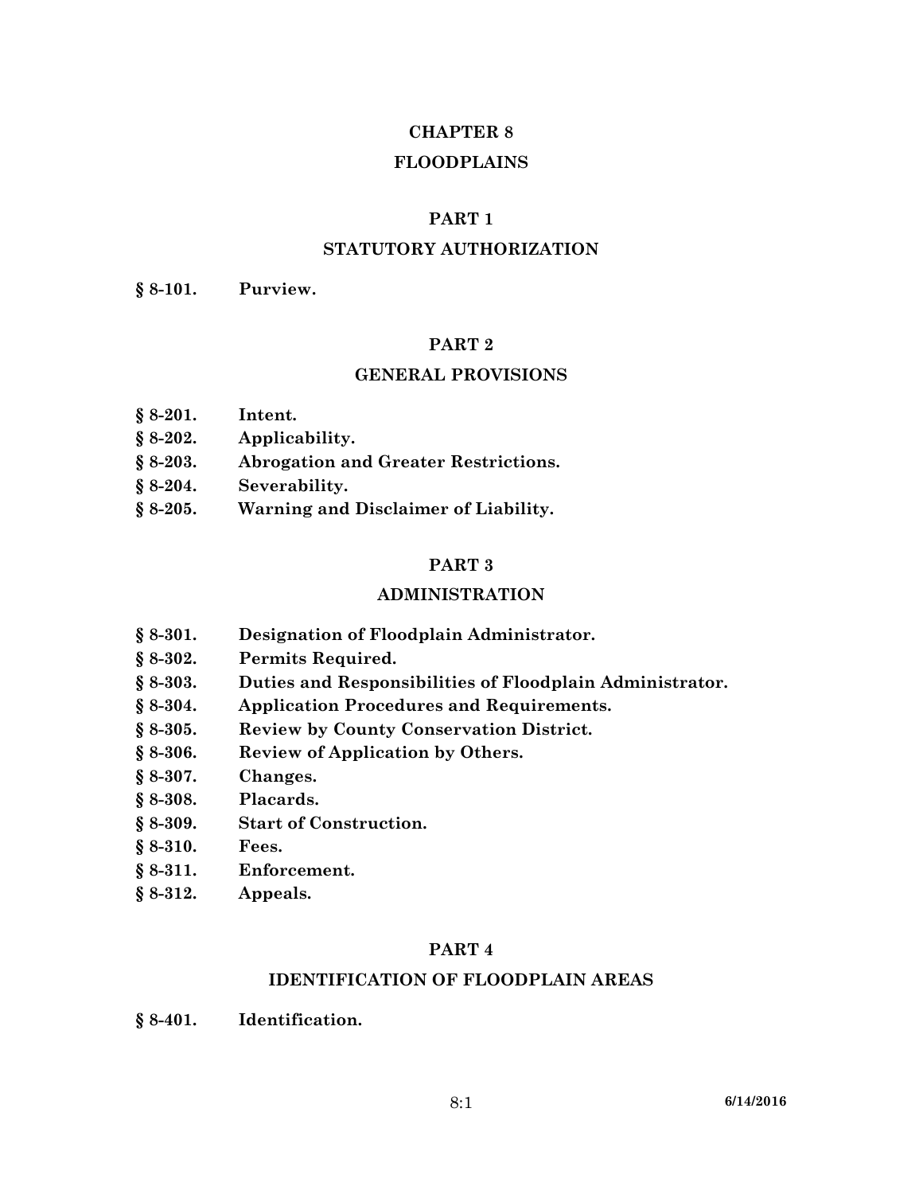# CHAPTER 8

# FLOODPLAINS

## PART 1

## STATUTORY AUTHORIZATION

**§ 8-101. Purview.**

## PART 2

## GENERAL PROVISIONS

**§ 8-201. Intent.**
**§ 8-202. Applicability.**
**§ 8-203. Abrogation and Greater Restrictions.**
**§ 8-204. Severability.**
**§ 8-205. Warning and Disclaimer of Liability.**

## PART 3

## ADMINISTRATION

**§ 8-301. Designation of Floodplain Administrator.**
**§ 8-302. Permits Required.**
**§ 8-303. Duties and Responsibilities of Floodplain Administrator.**
**§ 8-304. Application Procedures and Requirements.**
**§ 8-305. Review by County Conservation District.**
**§ 8-306. Review of Application by Others.**
**§ 8-307. Changes.**
**§ 8-308. Placards.**
**§ 8-309. Start of Construction.**
**§ 8-310. Fees.**
**§ 8-311. Enforcement.**
**§ 8-312. Appeals.**

## PART 4

## IDENTIFICATION OF FLOODPLAIN AREAS

**§ 8-401. Identification.**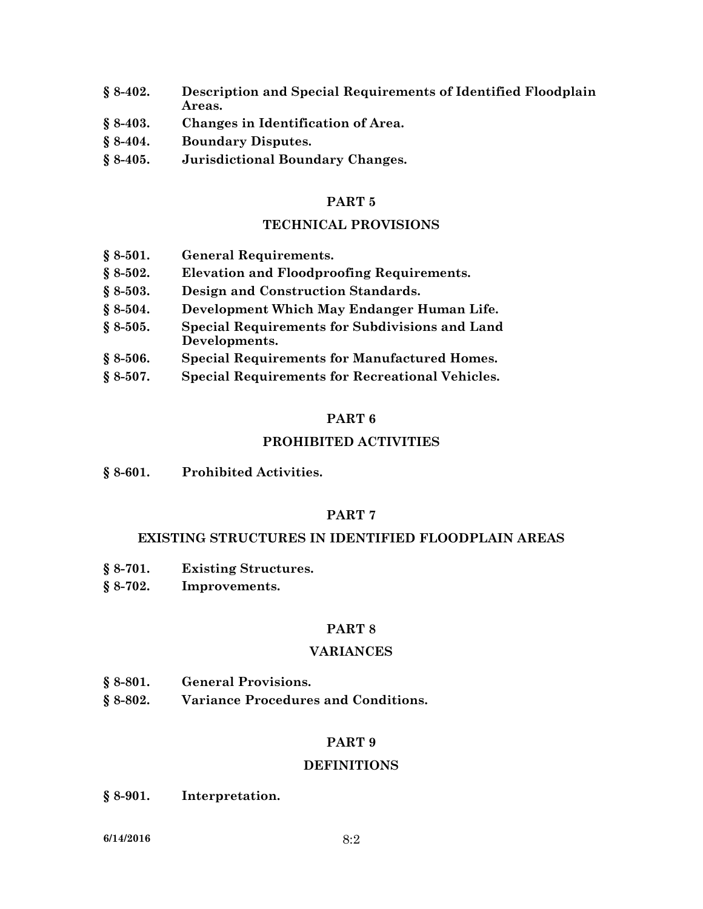**§ 8-402. Description and Special Requirements of Identified Floodplain Areas.**

**§ 8-403. Changes in Identification of Area.**

**§ 8-404. Boundary Disputes.**

**§ 8-405. Jurisdictional Boundary Changes.**

## PART 5

## TECHNICAL PROVISIONS

**§ 8-501. General Requirements.**

**§ 8-502. Elevation and Floodproofing Requirements.**

**§ 8-503. Design and Construction Standards.**

**§ 8-504. Development Which May Endanger Human Life.**

**§ 8-505. Special Requirements for Subdivisions and Land Developments.**

**§ 8-506. Special Requirements for Manufactured Homes.**

**§ 8-507. Special Requirements for Recreational Vehicles.**

## PART 6

## PROHIBITED ACTIVITIES

**§ 8-601. Prohibited Activities.**

## PART 7

## EXISTING STRUCTURES IN IDENTIFIED FLOODPLAIN AREAS

**§ 8-701. Existing Structures.**

**§ 8-702. Improvements.**

## PART 8

## VARIANCES

**§ 8-801. General Provisions.**

**§ 8-802. Variance Procedures and Conditions.**

## PART 9

## DEFINITIONS

**§ 8-901. Interpretation.**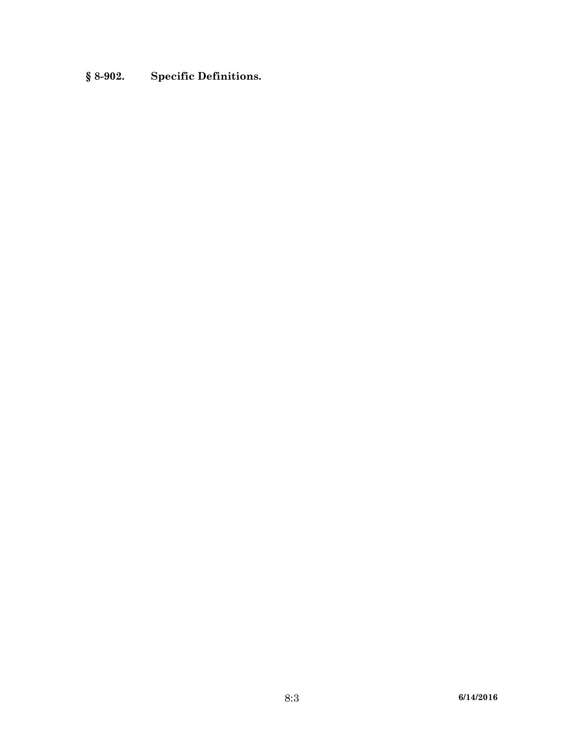**§ 8-902. Specific Definitions.**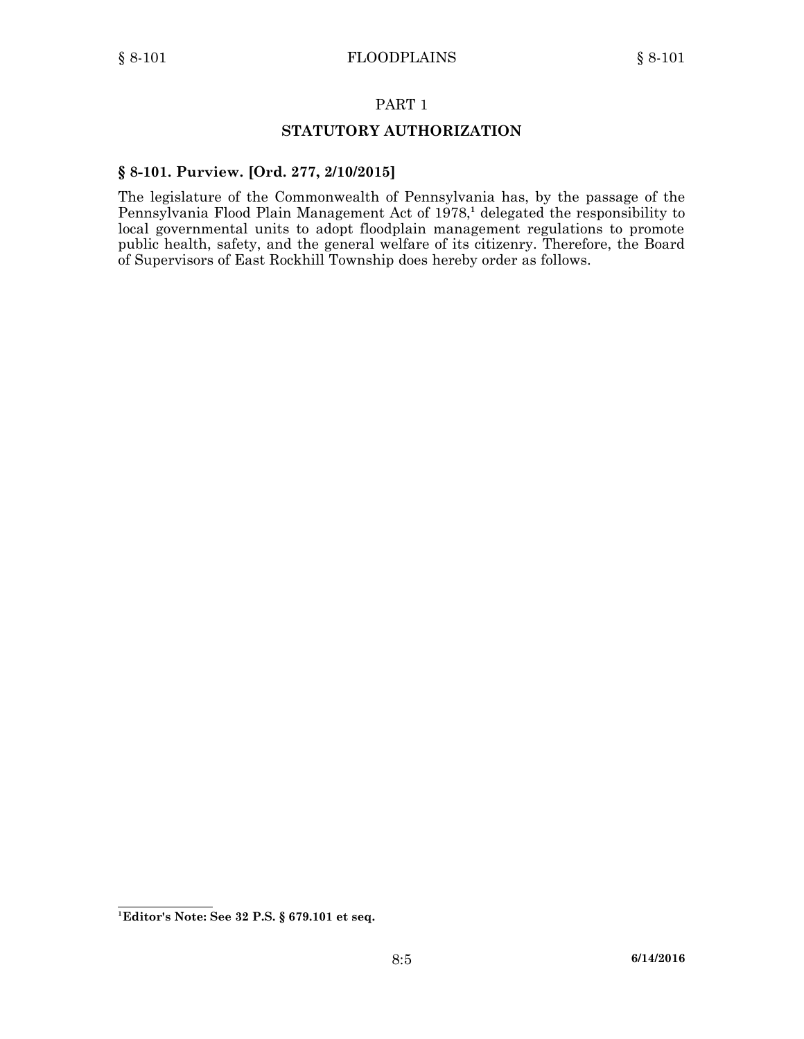## PART 1

## STATUTORY AUTHORIZATION

### § 8-101. Purview. [Ord. 277, 2/10/2015]

The legislature of the Commonwealth of Pennsylvania has, by the passage of the Pennsylvania Flood Plain Management Act of 1978,[1] delegated the responsibility to local governmental units to adopt floodplain management regulations to promote public health, safety, and the general welfare of its citizenry. Therefore, the Board of Supervisors of East Rockhill Township does hereby order as follows.

---

[1] **Editor's Note: See 32 P.S. § 679.101 et seq.**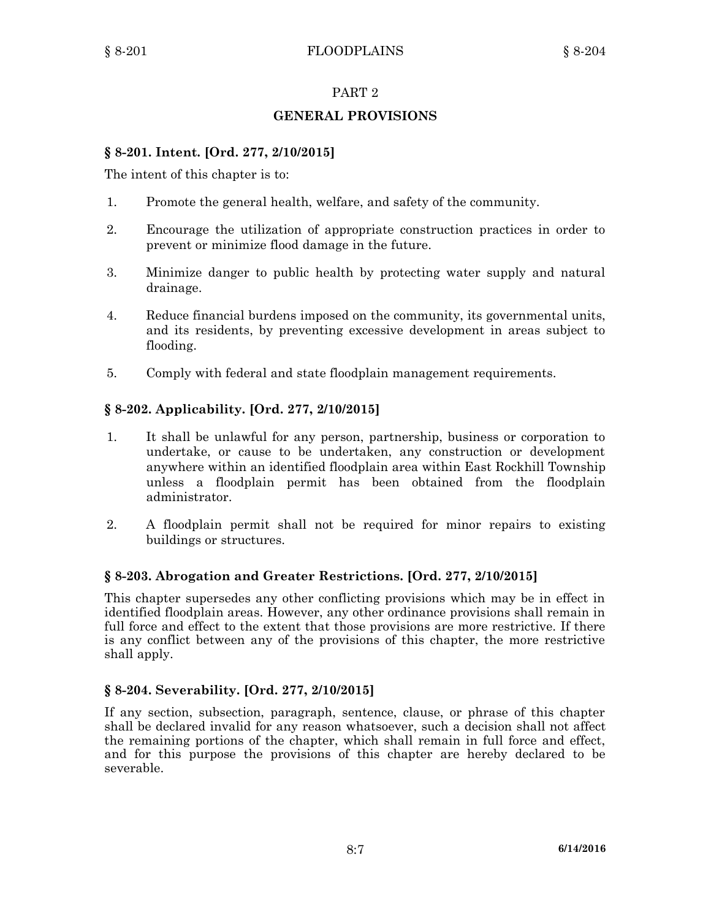## PART 2

## GENERAL PROVISIONS

### § 8-201. Intent. [Ord. 277, 2/10/2015]

The intent of this chapter is to:

1. Promote the general health, welfare, and safety of the community.
2. Encourage the utilization of appropriate construction practices in order to prevent or minimize flood damage in the future.
3. Minimize danger to public health by protecting water supply and natural drainage.
4. Reduce financial burdens imposed on the community, its governmental units, and its residents, by preventing excessive development in areas subject to flooding.
5. Comply with federal and state floodplain management requirements.

### § 8-202. Applicability. [Ord. 277, 2/10/2015]

1. It shall be unlawful for any person, partnership, business or corporation to undertake, or cause to be undertaken, any construction or development anywhere within an identified floodplain area within East Rockhill Township unless a floodplain permit has been obtained from the floodplain administrator.
2. A floodplain permit shall not be required for minor repairs to existing buildings or structures.

### § 8-203. Abrogation and Greater Restrictions. [Ord. 277, 2/10/2015]

This chapter supersedes any other conflicting provisions which may be in effect in identified floodplain areas. However, any other ordinance provisions shall remain in full force and effect to the extent that those provisions are more restrictive. If there is any conflict between any of the provisions of this chapter, the more restrictive shall apply.

### § 8-204. Severability. [Ord. 277, 2/10/2015]

If any section, subsection, paragraph, sentence, clause, or phrase of this chapter shall be declared invalid for any reason whatsoever, such a decision shall not affect the remaining portions of the chapter, which shall remain in full force and effect, and for this purpose the provisions of this chapter are hereby declared to be severable.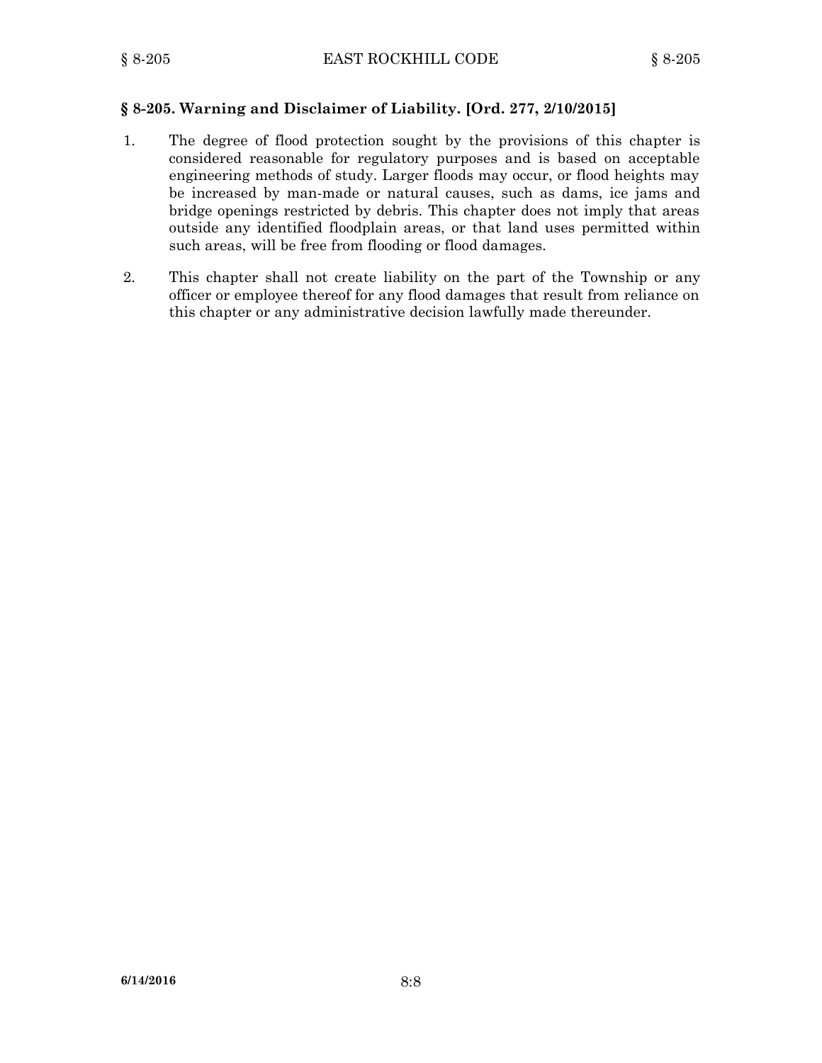## § 8-205. Warning and Disclaimer of Liability. [Ord. 277, 2/10/2015]

1. The degree of flood protection sought by the provisions of this chapter is considered reasonable for regulatory purposes and is based on acceptable engineering methods of study. Larger floods may occur, or flood heights may be increased by man-made or natural causes, such as dams, ice jams and bridge openings restricted by debris. This chapter does not imply that areas outside any identified floodplain areas, or that land uses permitted within such areas, will be free from flooding or flood damages.

2. This chapter shall not create liability on the part of the Township or any officer or employee thereof for any flood damages that result from reliance on this chapter or any administrative decision lawfully made thereunder.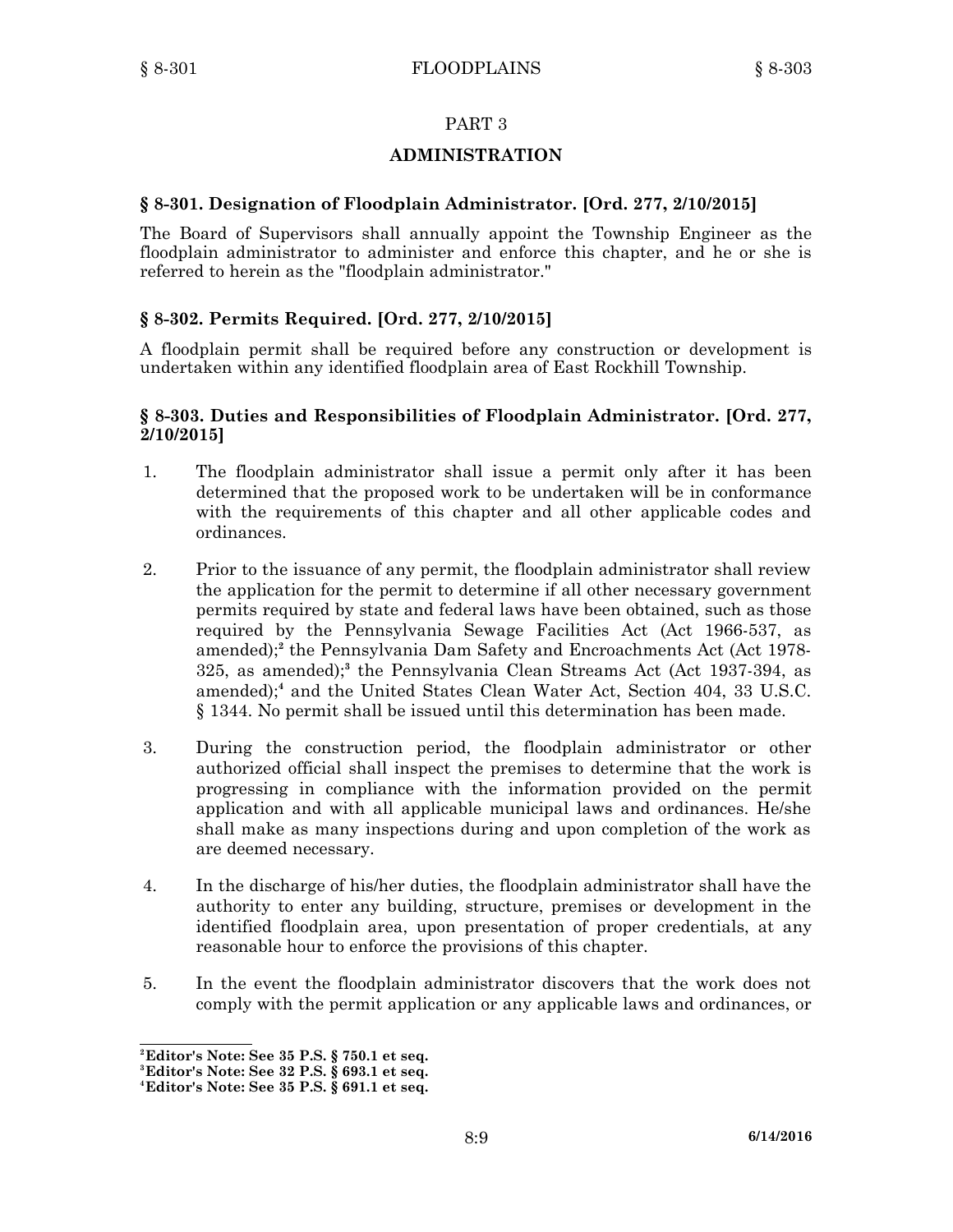# PART 3

## ADMINISTRATION

### § 8-301. Designation of Floodplain Administrator. [Ord. 277, 2/10/2015]

The Board of Supervisors shall annually appoint the Township Engineer as the floodplain administrator to administer and enforce this chapter, and he or she is referred to herein as the "floodplain administrator."

### § 8-302. Permits Required. [Ord. 277, 2/10/2015]

A floodplain permit shall be required before any construction or development is undertaken within any identified floodplain area of East Rockhill Township.

### § 8-303. Duties and Responsibilities of Floodplain Administrator. [Ord. 277, 2/10/2015]

1. The floodplain administrator shall issue a permit only after it has been determined that the proposed work to be undertaken will be in conformance with the requirements of this chapter and all other applicable codes and ordinances.

2. Prior to the issuance of any permit, the floodplain administrator shall review the application for the permit to determine if all other necessary government permits required by state and federal laws have been obtained, such as those required by the Pennsylvania Sewage Facilities Act (Act 1966-537, as amended);[2] the Pennsylvania Dam Safety and Encroachments Act (Act 1978-325, as amended);[3] the Pennsylvania Clean Streams Act (Act 1937-394, as amended);[4] and the United States Clean Water Act, Section 404, 33 U.S.C. § 1344. No permit shall be issued until this determination has been made.

3. During the construction period, the floodplain administrator or other authorized official shall inspect the premises to determine that the work is progressing in compliance with the information provided on the permit application and with all applicable municipal laws and ordinances. He/she shall make as many inspections during and upon completion of the work as are deemed necessary.

4. In the discharge of his/her duties, the floodplain administrator shall have the authority to enter any building, structure, premises or development in the identified floodplain area, upon presentation of proper credentials, at any reasonable hour to enforce the provisions of this chapter.

5. In the event the floodplain administrator discovers that the work does not comply with the permit application or any applicable laws and ordinances, or

---

[2] **Editor's Note: See 35 P.S. § 750.1 et seq.**

[3] **Editor's Note: See 32 P.S. § 693.1 et seq.**

[4] **Editor's Note: See 35 P.S. § 691.1 et seq.**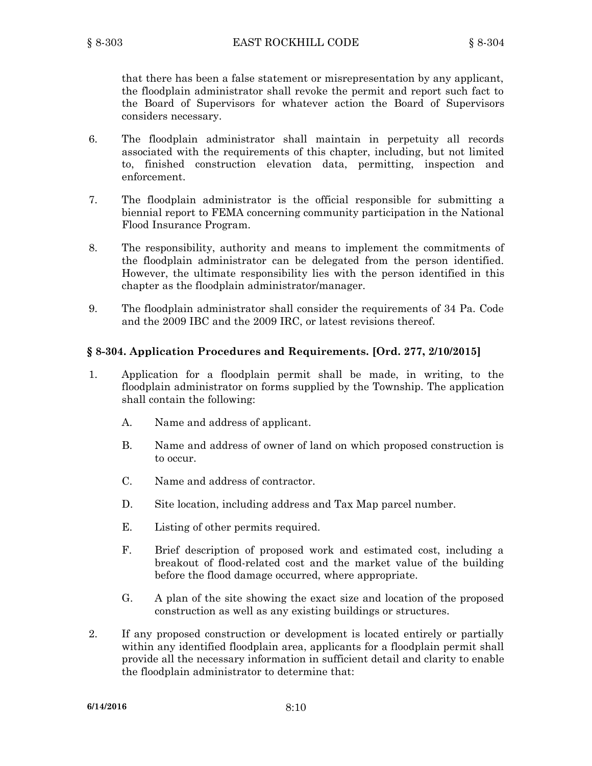that there has been a false statement or misrepresentation by any applicant, the floodplain administrator shall revoke the permit and report such fact to the Board of Supervisors for whatever action the Board of Supervisors considers necessary.

6. The floodplain administrator shall maintain in perpetuity all records associated with the requirements of this chapter, including, but not limited to, finished construction elevation data, permitting, inspection and enforcement.

7. The floodplain administrator is the official responsible for submitting a biennial report to FEMA concerning community participation in the National Flood Insurance Program.

8. The responsibility, authority and means to implement the commitments of the floodplain administrator can be delegated from the person identified. However, the ultimate responsibility lies with the person identified in this chapter as the floodplain administrator/manager.

9. The floodplain administrator shall consider the requirements of 34 Pa. Code and the 2009 IBC and the 2009 IRC, or latest revisions thereof.

### § 8-304. Application Procedures and Requirements. [Ord. 277, 2/10/2015]

1. Application for a floodplain permit shall be made, in writing, to the floodplain administrator on forms supplied by the Township. The application shall contain the following:

   A. Name and address of applicant.

   B. Name and address of owner of land on which proposed construction is to occur.

   C. Name and address of contractor.

   D. Site location, including address and Tax Map parcel number.

   E. Listing of other permits required.

   F. Brief description of proposed work and estimated cost, including a breakout of flood-related cost and the market value of the building before the flood damage occurred, where appropriate.

   G. A plan of the site showing the exact size and location of the proposed construction as well as any existing buildings or structures.

2. If any proposed construction or development is located entirely or partially within any identified floodplain area, applicants for a floodplain permit shall provide all the necessary information in sufficient detail and clarity to enable the floodplain administrator to determine that: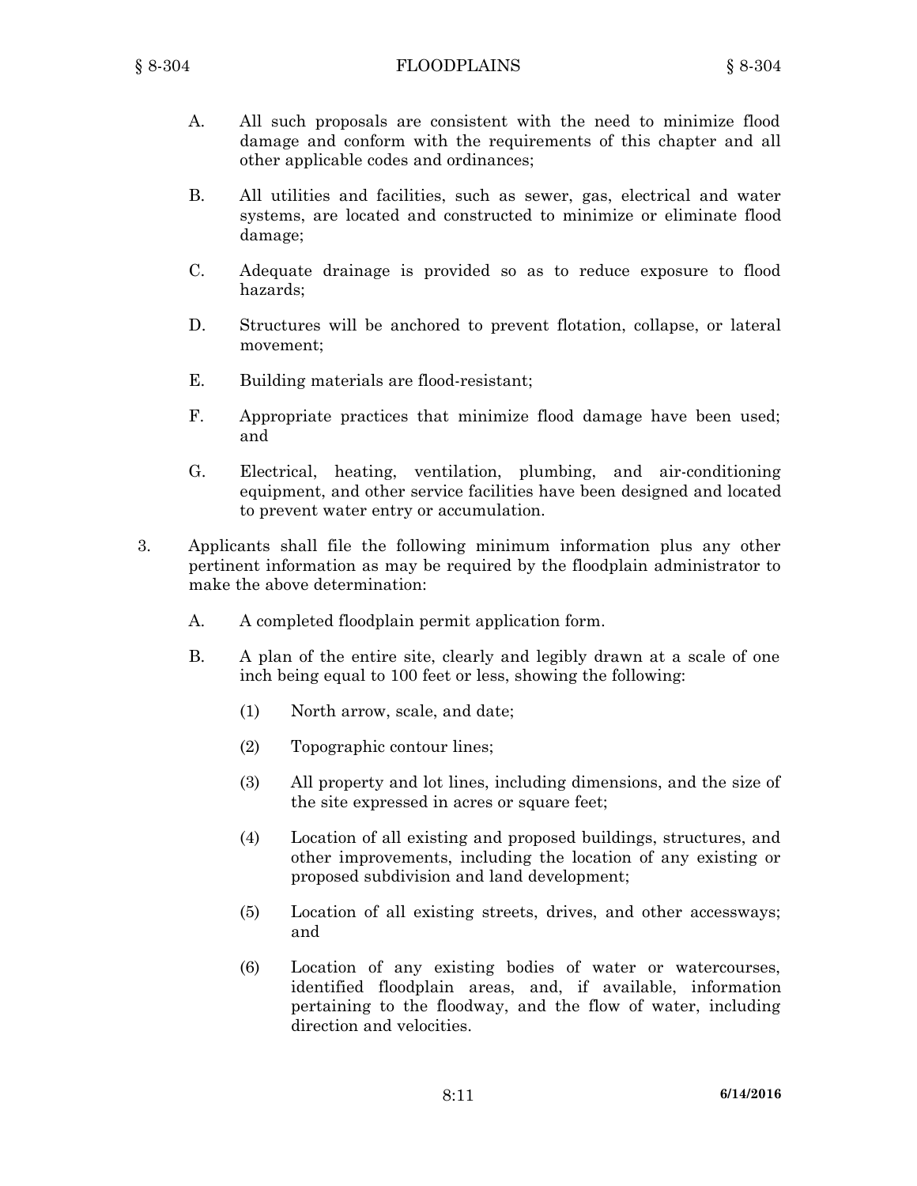A. All such proposals are consistent with the need to minimize flood damage and conform with the requirements of this chapter and all other applicable codes and ordinances;

B. All utilities and facilities, such as sewer, gas, electrical and water systems, are located and constructed to minimize or eliminate flood damage;

C. Adequate drainage is provided so as to reduce exposure to flood hazards;

D. Structures will be anchored to prevent flotation, collapse, or lateral movement;

E. Building materials are flood-resistant;

F. Appropriate practices that minimize flood damage have been used; and

G. Electrical, heating, ventilation, plumbing, and air-conditioning equipment, and other service facilities have been designed and located to prevent water entry or accumulation.

3. Applicants shall file the following minimum information plus any other pertinent information as may be required by the floodplain administrator to make the above determination:

A. A completed floodplain permit application form.

B. A plan of the entire site, clearly and legibly drawn at a scale of one inch being equal to 100 feet or less, showing the following:

(1) North arrow, scale, and date;

(2) Topographic contour lines;

(3) All property and lot lines, including dimensions, and the size of the site expressed in acres or square feet;

(4) Location of all existing and proposed buildings, structures, and other improvements, including the location of any existing or proposed subdivision and land development;

(5) Location of all existing streets, drives, and other accessways; and

(6) Location of any existing bodies of water or watercourses, identified floodplain areas, and, if available, information pertaining to the floodway, and the flow of water, including direction and velocities.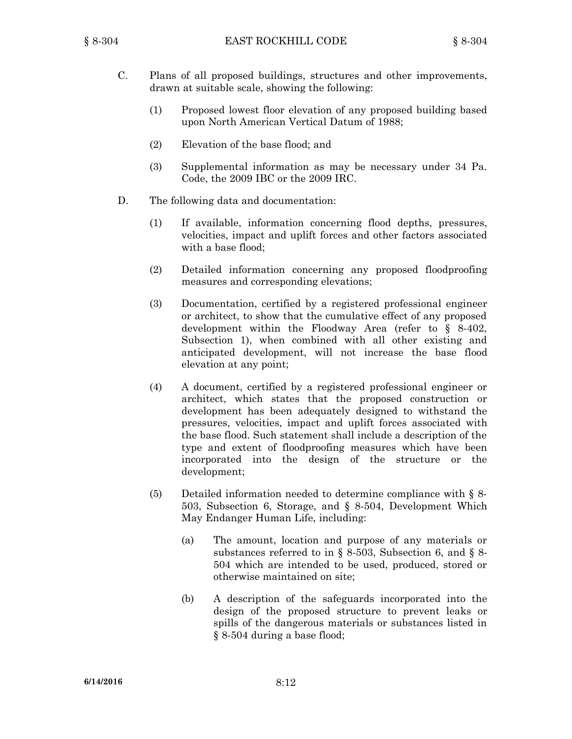C. Plans of all proposed buildings, structures and other improvements, drawn at suitable scale, showing the following:

   (1) Proposed lowest floor elevation of any proposed building based upon North American Vertical Datum of 1988;

   (2) Elevation of the base flood; and

   (3) Supplemental information as may be necessary under 34 Pa. Code, the 2009 IBC or the 2009 IRC.

D. The following data and documentation:

   (1) If available, information concerning flood depths, pressures, velocities, impact and uplift forces and other factors associated with a base flood;

   (2) Detailed information concerning any proposed floodproofing measures and corresponding elevations;

   (3) Documentation, certified by a registered professional engineer or architect, to show that the cumulative effect of any proposed development within the Floodway Area (refer to § 8-402, Subsection 1), when combined with all other existing and anticipated development, will not increase the base flood elevation at any point;

   (4) A document, certified by a registered professional engineer or architect, which states that the proposed construction or development has been adequately designed to withstand the pressures, velocities, impact and uplift forces associated with the base flood. Such statement shall include a description of the type and extent of floodproofing measures which have been incorporated into the design of the structure or the development;

   (5) Detailed information needed to determine compliance with § 8-503, Subsection 6, Storage, and § 8-504, Development Which May Endanger Human Life, including:

      (a) The amount, location and purpose of any materials or substances referred to in § 8-503, Subsection 6, and § 8-504 which are intended to be used, produced, stored or otherwise maintained on site;

      (b) A description of the safeguards incorporated into the design of the proposed structure to prevent leaks or spills of the dangerous materials or substances listed in § 8-504 during a base flood;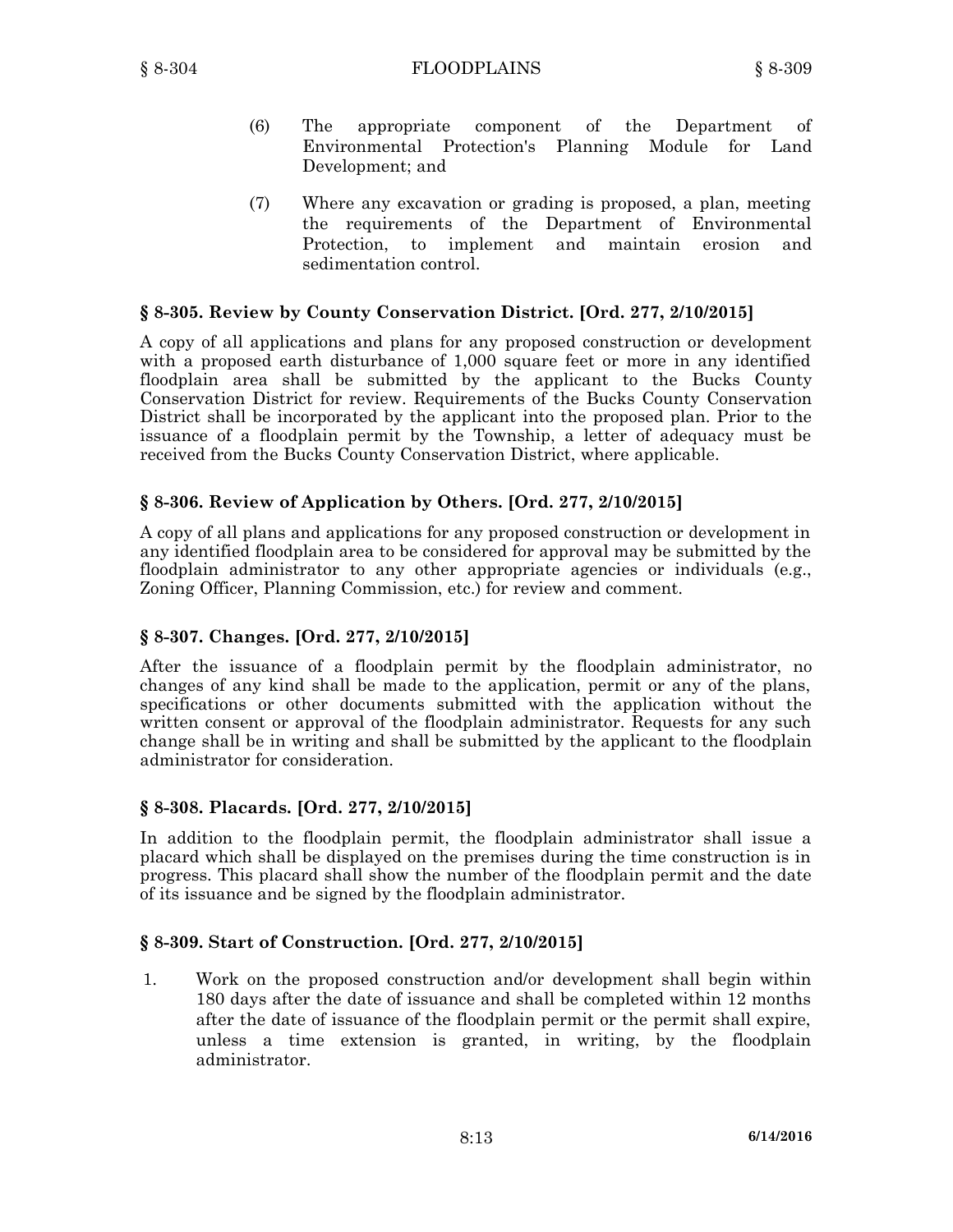(6) The appropriate component of the Department of Environmental Protection's Planning Module for Land Development; and

(7) Where any excavation or grading is proposed, a plan, meeting the requirements of the Department of Environmental Protection, to implement and maintain erosion and sedimentation control.

### § 8-305. Review by County Conservation District. [Ord. 277, 2/10/2015]

A copy of all applications and plans for any proposed construction or development with a proposed earth disturbance of 1,000 square feet or more in any identified floodplain area shall be submitted by the applicant to the Bucks County Conservation District for review. Requirements of the Bucks County Conservation District shall be incorporated by the applicant into the proposed plan. Prior to the issuance of a floodplain permit by the Township, a letter of adequacy must be received from the Bucks County Conservation District, where applicable.

### § 8-306. Review of Application by Others. [Ord. 277, 2/10/2015]

A copy of all plans and applications for any proposed construction or development in any identified floodplain area to be considered for approval may be submitted by the floodplain administrator to any other appropriate agencies or individuals (e.g., Zoning Officer, Planning Commission, etc.) for review and comment.

### § 8-307. Changes. [Ord. 277, 2/10/2015]

After the issuance of a floodplain permit by the floodplain administrator, no changes of any kind shall be made to the application, permit or any of the plans, specifications or other documents submitted with the application without the written consent or approval of the floodplain administrator. Requests for any such change shall be in writing and shall be submitted by the applicant to the floodplain administrator for consideration.

### § 8-308. Placards. [Ord. 277, 2/10/2015]

In addition to the floodplain permit, the floodplain administrator shall issue a placard which shall be displayed on the premises during the time construction is in progress. This placard shall show the number of the floodplain permit and the date of its issuance and be signed by the floodplain administrator.

### § 8-309. Start of Construction. [Ord. 277, 2/10/2015]

1. Work on the proposed construction and/or development shall begin within 180 days after the date of issuance and shall be completed within 12 months after the date of issuance of the floodplain permit or the permit shall expire, unless a time extension is granted, in writing, by the floodplain administrator.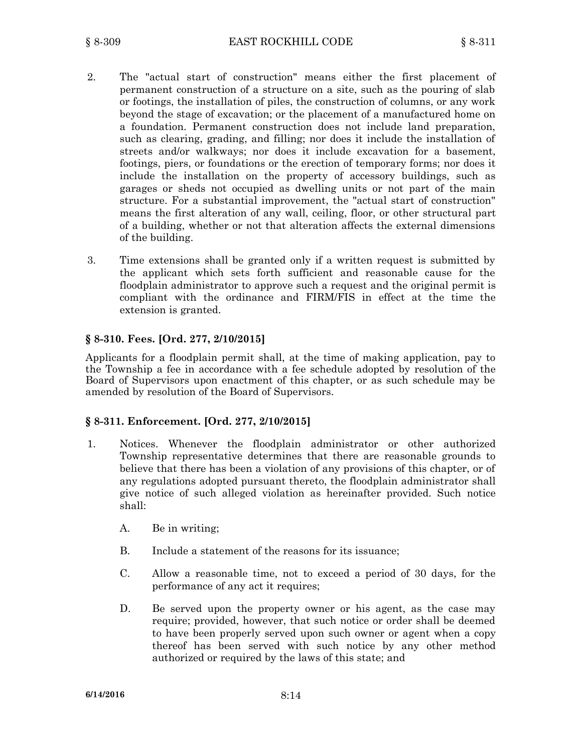2. The "actual start of construction" means either the first placement of permanent construction of a structure on a site, such as the pouring of slab or footings, the installation of piles, the construction of columns, or any work beyond the stage of excavation; or the placement of a manufactured home on a foundation. Permanent construction does not include land preparation, such as clearing, grading, and filling; nor does it include the installation of streets and/or walkways; nor does it include excavation for a basement, footings, piers, or foundations or the erection of temporary forms; nor does it include the installation on the property of accessory buildings, such as garages or sheds not occupied as dwelling units or not part of the main structure. For a substantial improvement, the "actual start of construction" means the first alteration of any wall, ceiling, floor, or other structural part of a building, whether or not that alteration affects the external dimensions of the building.

3. Time extensions shall be granted only if a written request is submitted by the applicant which sets forth sufficient and reasonable cause for the floodplain administrator to approve such a request and the original permit is compliant with the ordinance and FIRM/FIS in effect at the time the extension is granted.

### § 8-310. Fees. [Ord. 277, 2/10/2015]

Applicants for a floodplain permit shall, at the time of making application, pay to the Township a fee in accordance with a fee schedule adopted by resolution of the Board of Supervisors upon enactment of this chapter, or as such schedule may be amended by resolution of the Board of Supervisors.

### § 8-311. Enforcement. [Ord. 277, 2/10/2015]

1. Notices. Whenever the floodplain administrator or other authorized Township representative determines that there are reasonable grounds to believe that there has been a violation of any provisions of this chapter, or of any regulations adopted pursuant thereto, the floodplain administrator shall give notice of such alleged violation as hereinafter provided. Such notice shall:

   A. Be in writing;

   B. Include a statement of the reasons for its issuance;

   C. Allow a reasonable time, not to exceed a period of 30 days, for the performance of any act it requires;

   D. Be served upon the property owner or his agent, as the case may require; provided, however, that such notice or order shall be deemed to have been properly served upon such owner or agent when a copy thereof has been served with such notice by any other method authorized or required by the laws of this state; and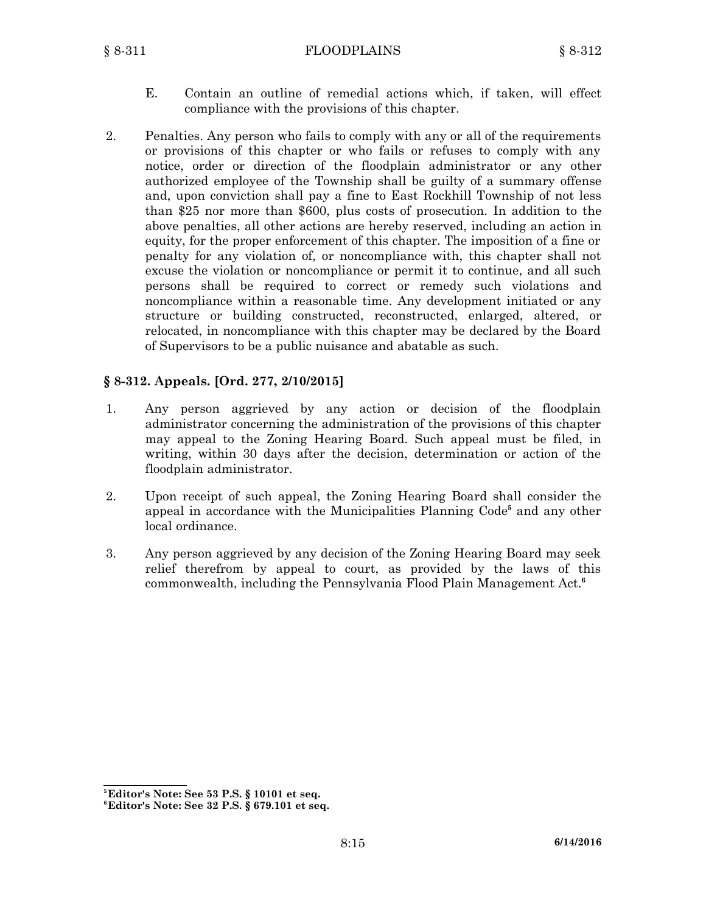E. Contain an outline of remedial actions which, if taken, will effect compliance with the provisions of this chapter.

2. Penalties. Any person who fails to comply with any or all of the requirements or provisions of this chapter or who fails or refuses to comply with any notice, order or direction of the floodplain administrator or any other authorized employee of the Township shall be guilty of a summary offense and, upon conviction shall pay a fine to East Rockhill Township of not less than $25 nor more than $600, plus costs of prosecution. In addition to the above penalties, all other actions are hereby reserved, including an action in equity, for the proper enforcement of this chapter. The imposition of a fine or penalty for any violation of, or noncompliance with, this chapter shall not excuse the violation or noncompliance or permit it to continue, and all such persons shall be required to correct or remedy such violations and noncompliance within a reasonable time. Any development initiated or any structure or building constructed, reconstructed, enlarged, altered, or relocated, in noncompliance with this chapter may be declared by the Board of Supervisors to be a public nuisance and abatable as such.

### § 8-312. Appeals. [Ord. 277, 2/10/2015]

1. Any person aggrieved by any action or decision of the floodplain administrator concerning the administration of the provisions of this chapter may appeal to the Zoning Hearing Board. Such appeal must be filed, in writing, within 30 days after the decision, determination or action of the floodplain administrator.

2. Upon receipt of such appeal, the Zoning Hearing Board shall consider the appeal in accordance with the Municipalities Planning Code[5] and any other local ordinance.

3. Any person aggrieved by any decision of the Zoning Hearing Board may seek relief therefrom by appeal to court, as provided by the laws of this commonwealth, including the Pennsylvania Flood Plain Management Act.[6]

---

[5] **Editor's Note: See 53 P.S. § 10101 et seq.**

[6] **Editor's Note: See 32 P.S. § 679.101 et seq.**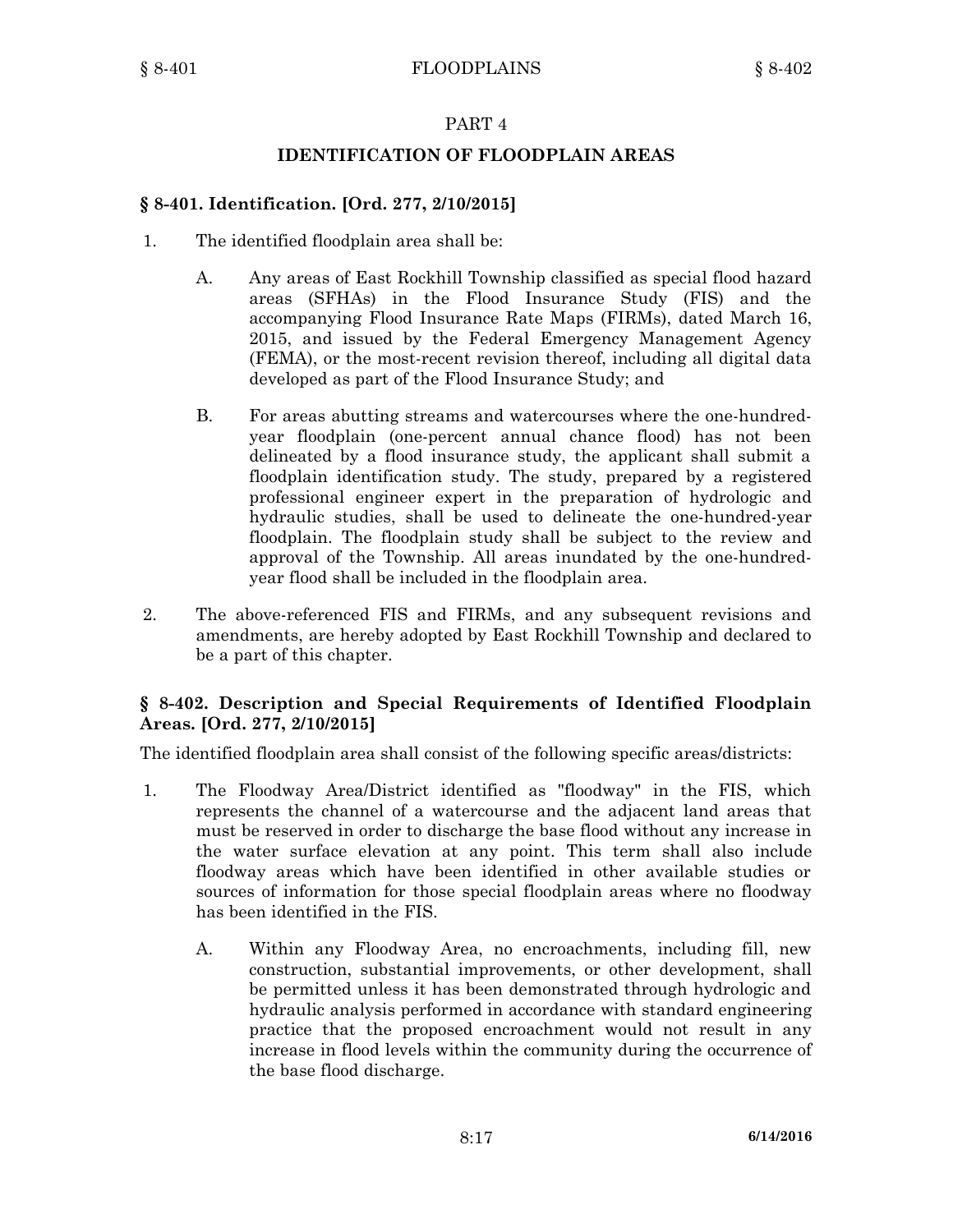## PART 4

## IDENTIFICATION OF FLOODPLAIN AREAS

### § 8-401. Identification. [Ord. 277, 2/10/2015]

1. The identified floodplain area shall be:

   A. Any areas of East Rockhill Township classified as special flood hazard areas (SFHAs) in the Flood Insurance Study (FIS) and the accompanying Flood Insurance Rate Maps (FIRMs), dated March 16, 2015, and issued by the Federal Emergency Management Agency (FEMA), or the most-recent revision thereof, including all digital data developed as part of the Flood Insurance Study; and

   B. For areas abutting streams and watercourses where the one-hundred-year floodplain (one-percent annual chance flood) has not been delineated by a flood insurance study, the applicant shall submit a floodplain identification study. The study, prepared by a registered professional engineer expert in the preparation of hydrologic and hydraulic studies, shall be used to delineate the one-hundred-year floodplain. The floodplain study shall be subject to the review and approval of the Township. All areas inundated by the one-hundred-year flood shall be included in the floodplain area.

2. The above-referenced FIS and FIRMs, and any subsequent revisions and amendments, are hereby adopted by East Rockhill Township and declared to be a part of this chapter.

### § 8-402. Description and Special Requirements of Identified Floodplain Areas. [Ord. 277, 2/10/2015]

The identified floodplain area shall consist of the following specific areas/districts:

1. The Floodway Area/District identified as "floodway" in the FIS, which represents the channel of a watercourse and the adjacent land areas that must be reserved in order to discharge the base flood without any increase in the water surface elevation at any point. This term shall also include floodway areas which have been identified in other available studies or sources of information for those special floodplain areas where no floodway has been identified in the FIS.

   A. Within any Floodway Area, no encroachments, including fill, new construction, substantial improvements, or other development, shall be permitted unless it has been demonstrated through hydrologic and hydraulic analysis performed in accordance with standard engineering practice that the proposed encroachment would not result in any increase in flood levels within the community during the occurrence of the base flood discharge.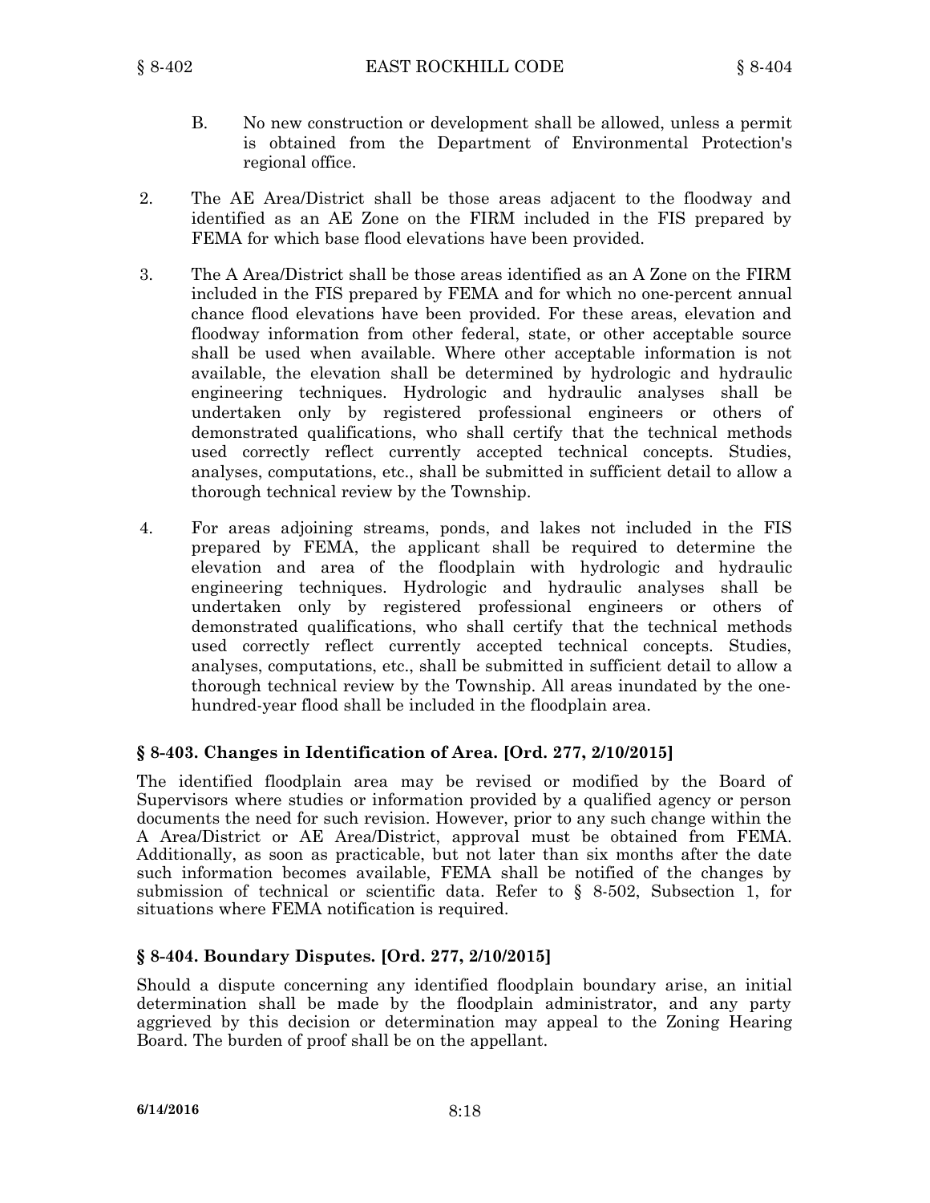B. No new construction or development shall be allowed, unless a permit is obtained from the Department of Environmental Protection's regional office.

2. The AE Area/District shall be those areas adjacent to the floodway and identified as an AE Zone on the FIRM included in the FIS prepared by FEMA for which base flood elevations have been provided.

3. The A Area/District shall be those areas identified as an A Zone on the FIRM included in the FIS prepared by FEMA and for which no one-percent annual chance flood elevations have been provided. For these areas, elevation and floodway information from other federal, state, or other acceptable source shall be used when available. Where other acceptable information is not available, the elevation shall be determined by hydrologic and hydraulic engineering techniques. Hydrologic and hydraulic analyses shall be undertaken only by registered professional engineers or others of demonstrated qualifications, who shall certify that the technical methods used correctly reflect currently accepted technical concepts. Studies, analyses, computations, etc., shall be submitted in sufficient detail to allow a thorough technical review by the Township.

4. For areas adjoining streams, ponds, and lakes not included in the FIS prepared by FEMA, the applicant shall be required to determine the elevation and area of the floodplain with hydrologic and hydraulic engineering techniques. Hydrologic and hydraulic analyses shall be undertaken only by registered professional engineers or others of demonstrated qualifications, who shall certify that the technical methods used correctly reflect currently accepted technical concepts. Studies, analyses, computations, etc., shall be submitted in sufficient detail to allow a thorough technical review by the Township. All areas inundated by the one-hundred-year flood shall be included in the floodplain area.

### § 8-403. Changes in Identification of Area. [Ord. 277, 2/10/2015]

The identified floodplain area may be revised or modified by the Board of Supervisors where studies or information provided by a qualified agency or person documents the need for such revision. However, prior to any such change within the A Area/District or AE Area/District, approval must be obtained from FEMA. Additionally, as soon as practicable, but not later than six months after the date such information becomes available, FEMA shall be notified of the changes by submission of technical or scientific data. Refer to § 8-502, Subsection 1, for situations where FEMA notification is required.

### § 8-404. Boundary Disputes. [Ord. 277, 2/10/2015]

Should a dispute concerning any identified floodplain boundary arise, an initial determination shall be made by the floodplain administrator, and any party aggrieved by this decision or determination may appeal to the Zoning Hearing Board. The burden of proof shall be on the appellant.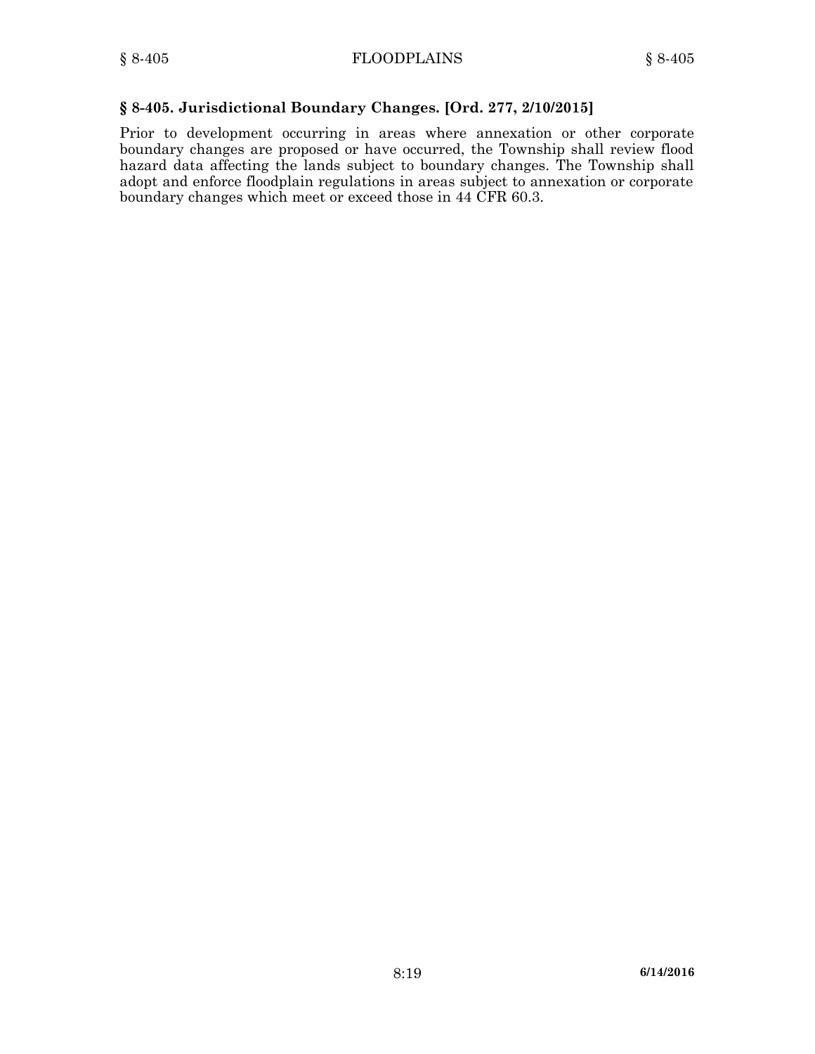### § 8-405. Jurisdictional Boundary Changes. [Ord. 277, 2/10/2015]

Prior to development occurring in areas where annexation or other corporate boundary changes are proposed or have occurred, the Township shall review flood hazard data affecting the lands subject to boundary changes. The Township shall adopt and enforce floodplain regulations in areas subject to annexation or corporate boundary changes which meet or exceed those in 44 CFR 60.3.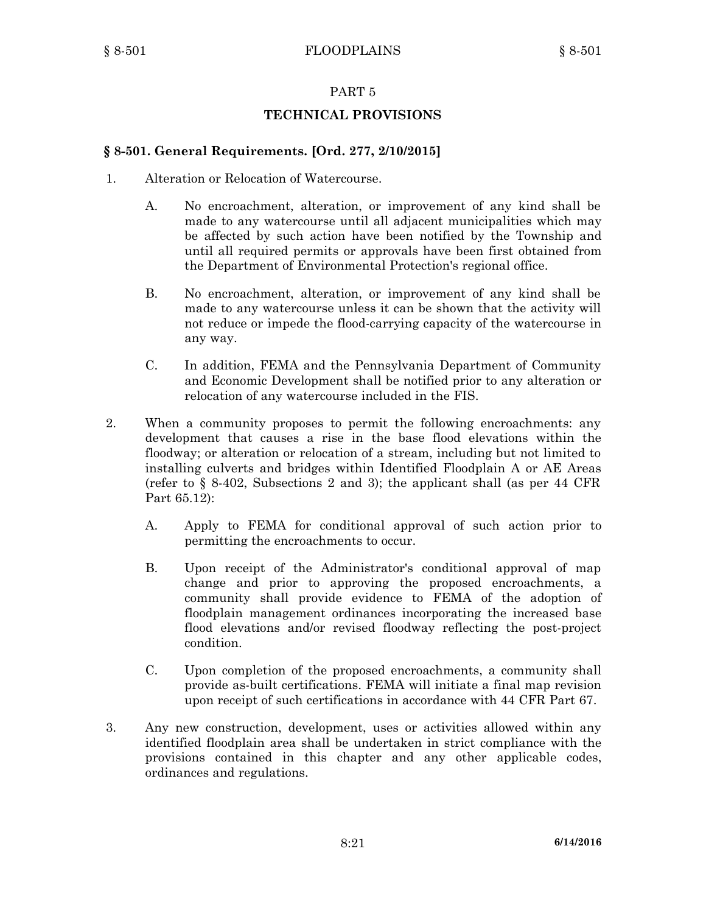## PART 5

## TECHNICAL PROVISIONS

### § 8-501. General Requirements. [Ord. 277, 2/10/2015]

1. Alteration or Relocation of Watercourse.

   A. No encroachment, alteration, or improvement of any kind shall be made to any watercourse until all adjacent municipalities which may be affected by such action have been notified by the Township and until all required permits or approvals have been first obtained from the Department of Environmental Protection's regional office.

   B. No encroachment, alteration, or improvement of any kind shall be made to any watercourse unless it can be shown that the activity will not reduce or impede the flood-carrying capacity of the watercourse in any way.

   C. In addition, FEMA and the Pennsylvania Department of Community and Economic Development shall be notified prior to any alteration or relocation of any watercourse included in the FIS.

2. When a community proposes to permit the following encroachments: any development that causes a rise in the base flood elevations within the floodway; or alteration or relocation of a stream, including but not limited to installing culverts and bridges within Identified Floodplain A or AE Areas (refer to § 8-402, Subsections 2 and 3); the applicant shall (as per 44 CFR Part 65.12):

   A. Apply to FEMA for conditional approval of such action prior to permitting the encroachments to occur.

   B. Upon receipt of the Administrator's conditional approval of map change and prior to approving the proposed encroachments, a community shall provide evidence to FEMA of the adoption of floodplain management ordinances incorporating the increased base flood elevations and/or revised floodway reflecting the post-project condition.

   C. Upon completion of the proposed encroachments, a community shall provide as-built certifications. FEMA will initiate a final map revision upon receipt of such certifications in accordance with 44 CFR Part 67.

3. Any new construction, development, uses or activities allowed within any identified floodplain area shall be undertaken in strict compliance with the provisions contained in this chapter and any other applicable codes, ordinances and regulations.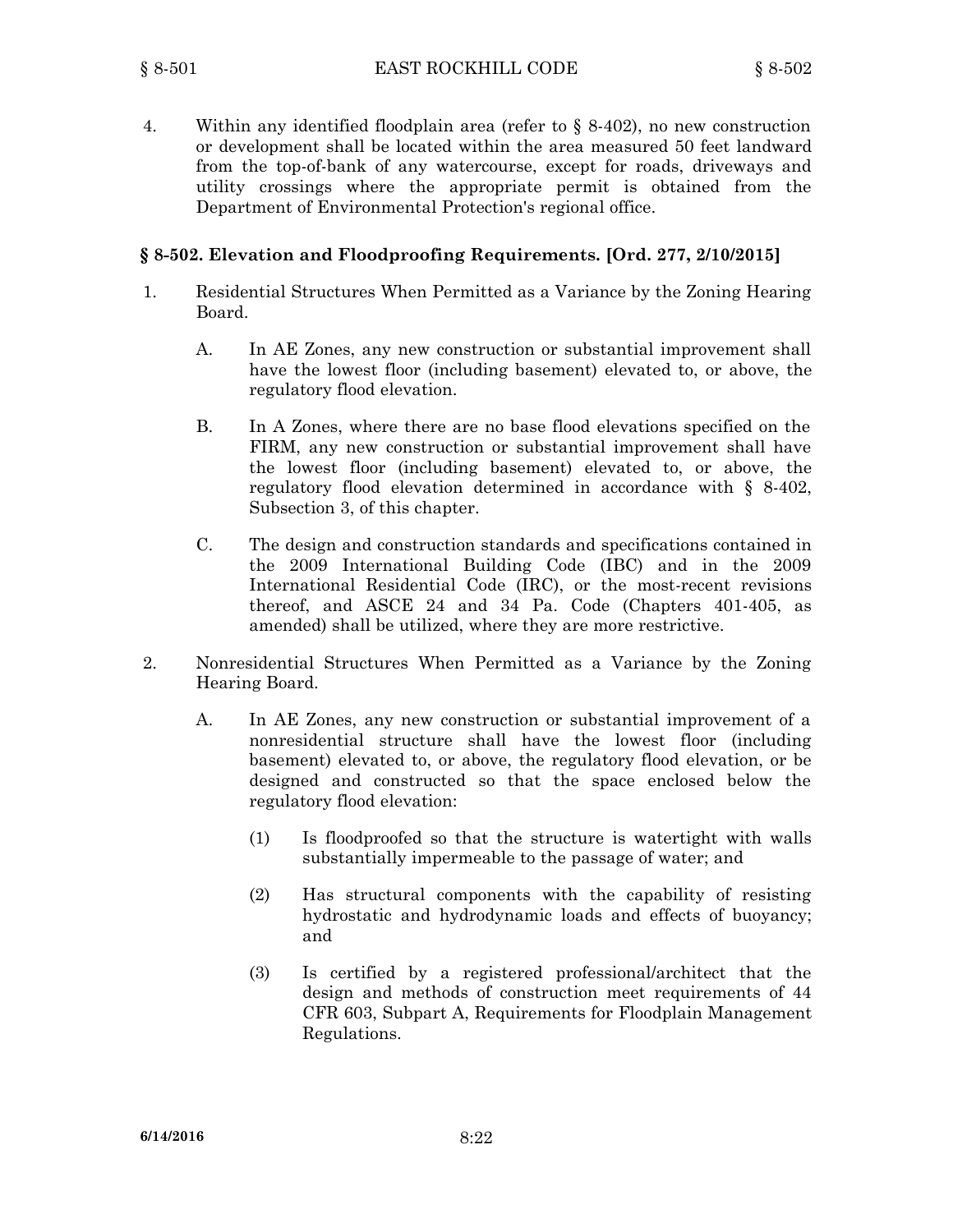4. Within any identified floodplain area (refer to § 8-402), no new construction or development shall be located within the area measured 50 feet landward from the top-of-bank of any watercourse, except for roads, driveways and utility crossings where the appropriate permit is obtained from the Department of Environmental Protection's regional office.

### § 8-502. Elevation and Floodproofing Requirements. [Ord. 277, 2/10/2015]

1. Residential Structures When Permitted as a Variance by the Zoning Hearing Board.

   A. In AE Zones, any new construction or substantial improvement shall have the lowest floor (including basement) elevated to, or above, the regulatory flood elevation.

   B. In A Zones, where there are no base flood elevations specified on the FIRM, any new construction or substantial improvement shall have the lowest floor (including basement) elevated to, or above, the regulatory flood elevation determined in accordance with § 8-402, Subsection 3, of this chapter.

   C. The design and construction standards and specifications contained in the 2009 International Building Code (IBC) and in the 2009 International Residential Code (IRC), or the most-recent revisions thereof, and ASCE 24 and 34 Pa. Code (Chapters 401-405, as amended) shall be utilized, where they are more restrictive.

2. Nonresidential Structures When Permitted as a Variance by the Zoning Hearing Board.

   A. In AE Zones, any new construction or substantial improvement of a nonresidential structure shall have the lowest floor (including basement) elevated to, or above, the regulatory flood elevation, or be designed and constructed so that the space enclosed below the regulatory flood elevation:

      (1) Is floodproofed so that the structure is watertight with walls substantially impermeable to the passage of water; and

      (2) Has structural components with the capability of resisting hydrostatic and hydrodynamic loads and effects of buoyancy; and

      (3) Is certified by a registered professional/architect that the design and methods of construction meet requirements of 44 CFR 603, Subpart A, Requirements for Floodplain Management Regulations.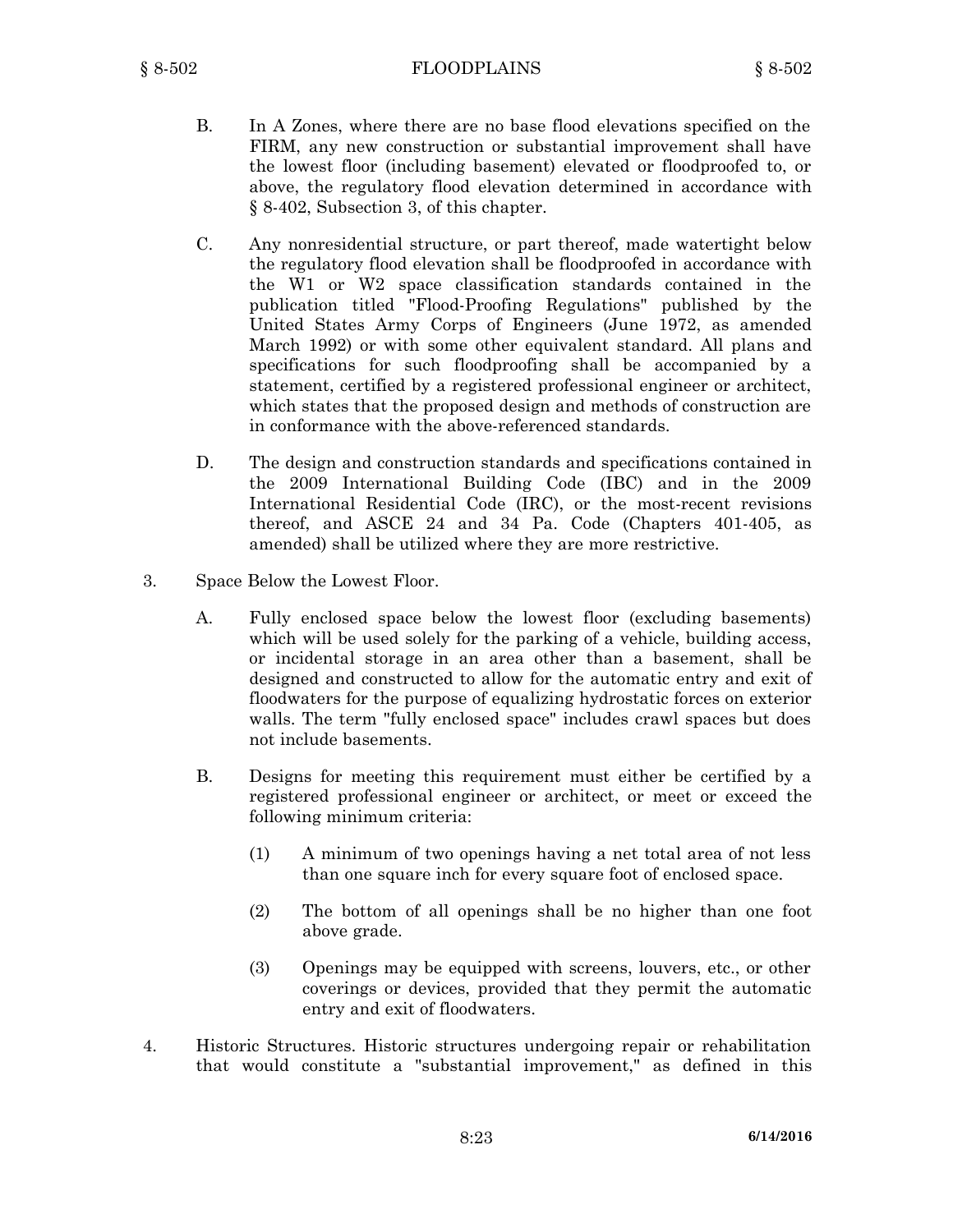B. In A Zones, where there are no base flood elevations specified on the FIRM, any new construction or substantial improvement shall have the lowest floor (including basement) elevated or floodproofed to, or above, the regulatory flood elevation determined in accordance with § 8-402, Subsection 3, of this chapter.

C. Any nonresidential structure, or part thereof, made watertight below the regulatory flood elevation shall be floodproofed in accordance with the W1 or W2 space classification standards contained in the publication titled "Flood-Proofing Regulations" published by the United States Army Corps of Engineers (June 1972, as amended March 1992) or with some other equivalent standard. All plans and specifications for such floodproofing shall be accompanied by a statement, certified by a registered professional engineer or architect, which states that the proposed design and methods of construction are in conformance with the above-referenced standards.

D. The design and construction standards and specifications contained in the 2009 International Building Code (IBC) and in the 2009 International Residential Code (IRC), or the most-recent revisions thereof, and ASCE 24 and 34 Pa. Code (Chapters 401-405, as amended) shall be utilized where they are more restrictive.

3. Space Below the Lowest Floor.

A. Fully enclosed space below the lowest floor (excluding basements) which will be used solely for the parking of a vehicle, building access, or incidental storage in an area other than a basement, shall be designed and constructed to allow for the automatic entry and exit of floodwaters for the purpose of equalizing hydrostatic forces on exterior walls. The term "fully enclosed space" includes crawl spaces but does not include basements.

B. Designs for meeting this requirement must either be certified by a registered professional engineer or architect, or meet or exceed the following minimum criteria:

(1) A minimum of two openings having a net total area of not less than one square inch for every square foot of enclosed space.

(2) The bottom of all openings shall be no higher than one foot above grade.

(3) Openings may be equipped with screens, louvers, etc., or other coverings or devices, provided that they permit the automatic entry and exit of floodwaters.

4. Historic Structures. Historic structures undergoing repair or rehabilitation that would constitute a "substantial improvement," as defined in this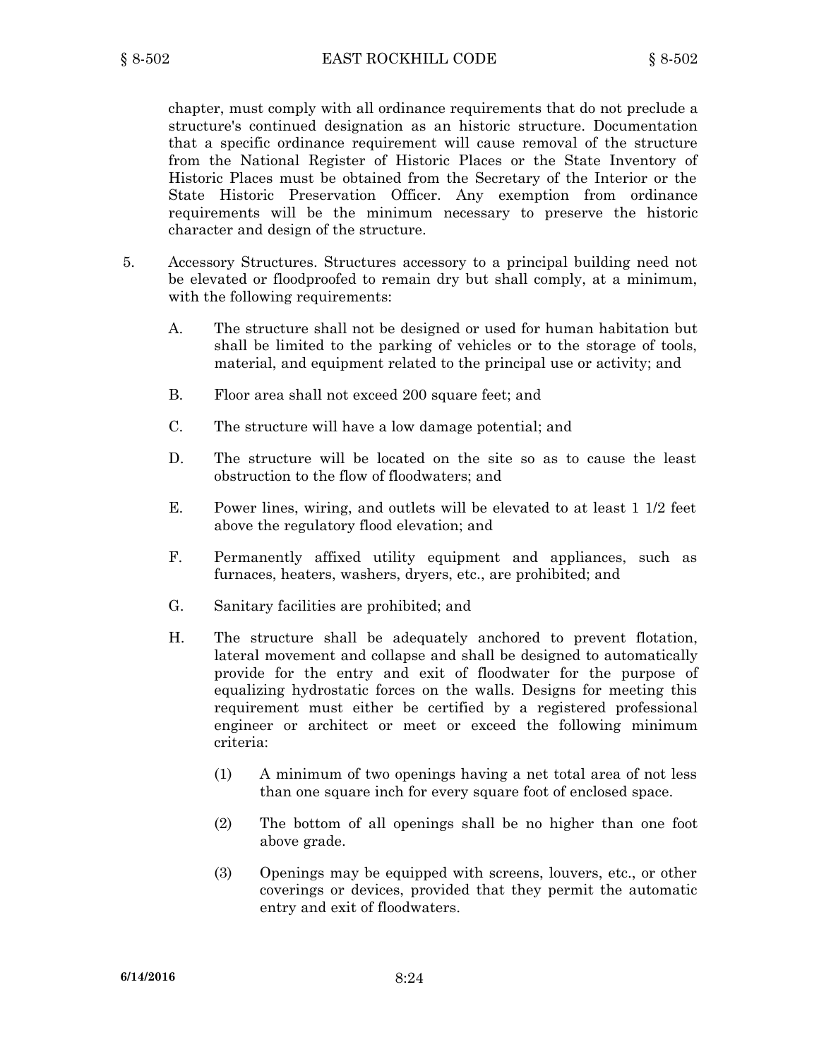chapter, must comply with all ordinance requirements that do not preclude a structure's continued designation as an historic structure. Documentation that a specific ordinance requirement will cause removal of the structure from the National Register of Historic Places or the State Inventory of Historic Places must be obtained from the Secretary of the Interior or the State Historic Preservation Officer. Any exemption from ordinance requirements will be the minimum necessary to preserve the historic character and design of the structure.

5. Accessory Structures. Structures accessory to a principal building need not be elevated or floodproofed to remain dry but shall comply, at a minimum, with the following requirements:

   A. The structure shall not be designed or used for human habitation but shall be limited to the parking of vehicles or to the storage of tools, material, and equipment related to the principal use or activity; and

   B. Floor area shall not exceed 200 square feet; and

   C. The structure will have a low damage potential; and

   D. The structure will be located on the site so as to cause the least obstruction to the flow of floodwaters; and

   E. Power lines, wiring, and outlets will be elevated to at least 1 1/2 feet above the regulatory flood elevation; and

   F. Permanently affixed utility equipment and appliances, such as furnaces, heaters, washers, dryers, etc., are prohibited; and

   G. Sanitary facilities are prohibited; and

   H. The structure shall be adequately anchored to prevent flotation, lateral movement and collapse and shall be designed to automatically provide for the entry and exit of floodwater for the purpose of equalizing hydrostatic forces on the walls. Designs for meeting this requirement must either be certified by a registered professional engineer or architect or meet or exceed the following minimum criteria:

      (1) A minimum of two openings having a net total area of not less than one square inch for every square foot of enclosed space.

      (2) The bottom of all openings shall be no higher than one foot above grade.

      (3) Openings may be equipped with screens, louvers, etc., or other coverings or devices, provided that they permit the automatic entry and exit of floodwaters.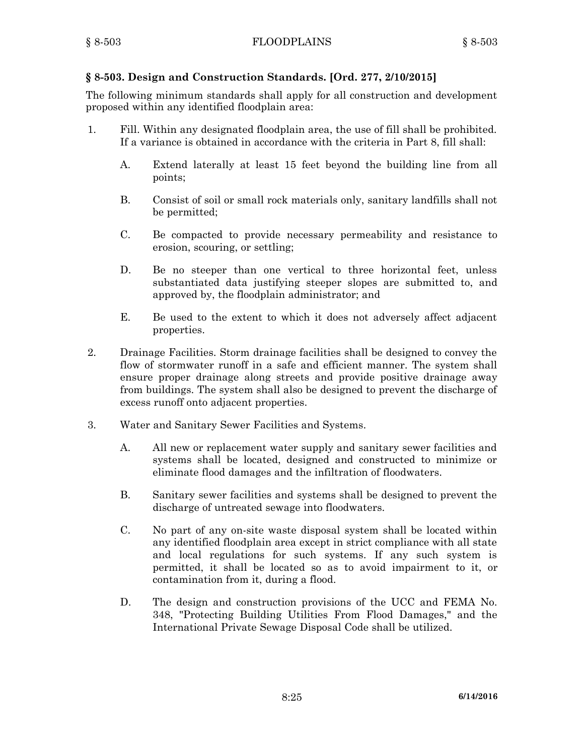## § 8-503. Design and Construction Standards. [Ord. 277, 2/10/2015]

The following minimum standards shall apply for all construction and development proposed within any identified floodplain area:

1. Fill. Within any designated floodplain area, the use of fill shall be prohibited. If a variance is obtained in accordance with the criteria in Part 8, fill shall:

   A. Extend laterally at least 15 feet beyond the building line from all points;

   B. Consist of soil or small rock materials only, sanitary landfills shall not be permitted;

   C. Be compacted to provide necessary permeability and resistance to erosion, scouring, or settling;

   D. Be no steeper than one vertical to three horizontal feet, unless substantiated data justifying steeper slopes are submitted to, and approved by, the floodplain administrator; and

   E. Be used to the extent to which it does not adversely affect adjacent properties.

2. Drainage Facilities. Storm drainage facilities shall be designed to convey the flow of stormwater runoff in a safe and efficient manner. The system shall ensure proper drainage along streets and provide positive drainage away from buildings. The system shall also be designed to prevent the discharge of excess runoff onto adjacent properties.

3. Water and Sanitary Sewer Facilities and Systems.

   A. All new or replacement water supply and sanitary sewer facilities and systems shall be located, designed and constructed to minimize or eliminate flood damages and the infiltration of floodwaters.

   B. Sanitary sewer facilities and systems shall be designed to prevent the discharge of untreated sewage into floodwaters.

   C. No part of any on-site waste disposal system shall be located within any identified floodplain area except in strict compliance with all state and local regulations for such systems. If any such system is permitted, it shall be located so as to avoid impairment to it, or contamination from it, during a flood.

   D. The design and construction provisions of the UCC and FEMA No. 348, "Protecting Building Utilities From Flood Damages," and the International Private Sewage Disposal Code shall be utilized.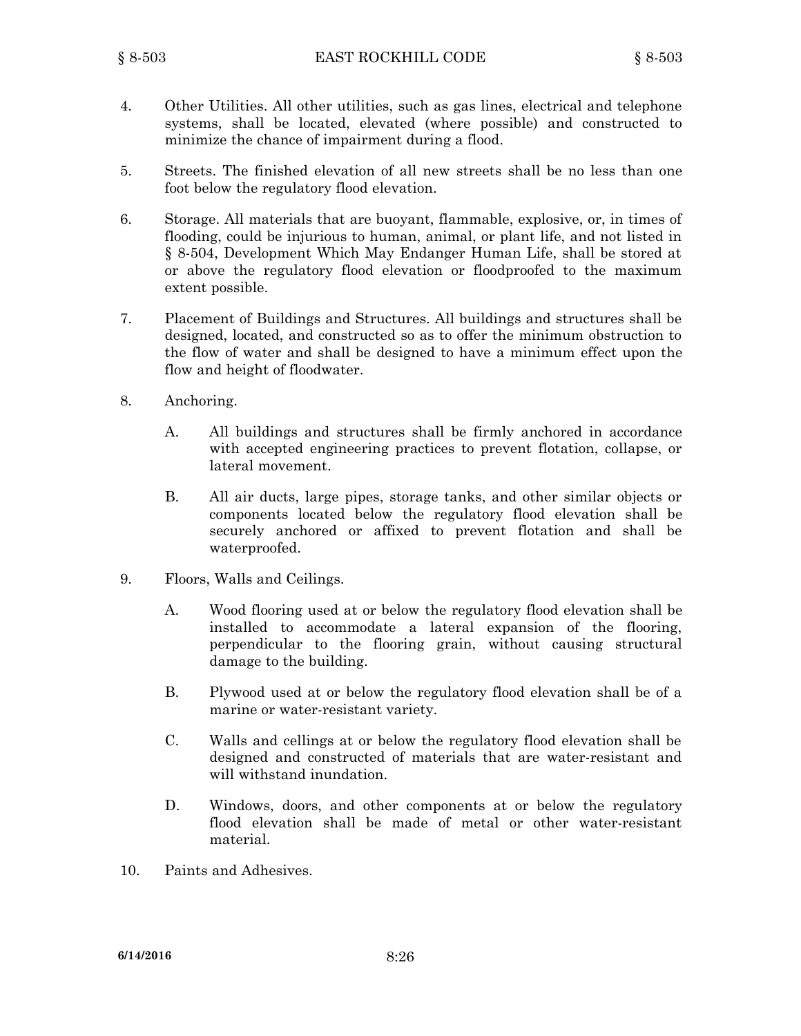4. Other Utilities. All other utilities, such as gas lines, electrical and telephone systems, shall be located, elevated (where possible) and constructed to minimize the chance of impairment during a flood.

5. Streets. The finished elevation of all new streets shall be no less than one foot below the regulatory flood elevation.

6. Storage. All materials that are buoyant, flammable, explosive, or, in times of flooding, could be injurious to human, animal, or plant life, and not listed in § 8-504, Development Which May Endanger Human Life, shall be stored at or above the regulatory flood elevation or floodproofed to the maximum extent possible.

7. Placement of Buildings and Structures. All buildings and structures shall be designed, located, and constructed so as to offer the minimum obstruction to the flow of water and shall be designed to have a minimum effect upon the flow and height of floodwater.

8. Anchoring.

   A. All buildings and structures shall be firmly anchored in accordance with accepted engineering practices to prevent flotation, collapse, or lateral movement.

   B. All air ducts, large pipes, storage tanks, and other similar objects or components located below the regulatory flood elevation shall be securely anchored or affixed to prevent flotation and shall be waterproofed.

9. Floors, Walls and Ceilings.

   A. Wood flooring used at or below the regulatory flood elevation shall be installed to accommodate a lateral expansion of the flooring, perpendicular to the flooring grain, without causing structural damage to the building.

   B. Plywood used at or below the regulatory flood elevation shall be of a marine or water-resistant variety.

   C. Walls and cellings at or below the regulatory flood elevation shall be designed and constructed of materials that are water-resistant and will withstand inundation.

   D. Windows, doors, and other components at or below the regulatory flood elevation shall be made of metal or other water-resistant material.

10. Paints and Adhesives.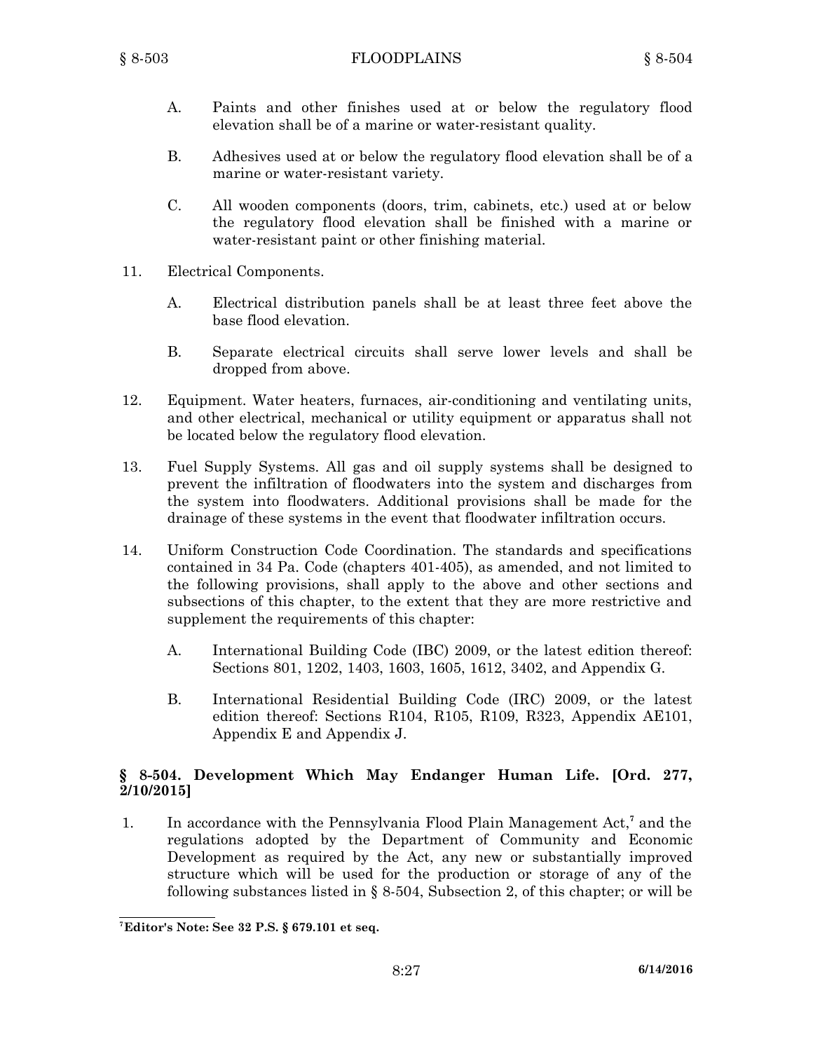A. Paints and other finishes used at or below the regulatory flood elevation shall be of a marine or water-resistant quality.

B. Adhesives used at or below the regulatory flood elevation shall be of a marine or water-resistant variety.

C. All wooden components (doors, trim, cabinets, etc.) used at or below the regulatory flood elevation shall be finished with a marine or water-resistant paint or other finishing material.

11. Electrical Components.

A. Electrical distribution panels shall be at least three feet above the base flood elevation.

B. Separate electrical circuits shall serve lower levels and shall be dropped from above.

12. Equipment. Water heaters, furnaces, air-conditioning and ventilating units, and other electrical, mechanical or utility equipment or apparatus shall not be located below the regulatory flood elevation.

13. Fuel Supply Systems. All gas and oil supply systems shall be designed to prevent the infiltration of floodwaters into the system and discharges from the system into floodwaters. Additional provisions shall be made for the drainage of these systems in the event that floodwater infiltration occurs.

14. Uniform Construction Code Coordination. The standards and specifications contained in 34 Pa. Code (chapters 401-405), as amended, and not limited to the following provisions, shall apply to the above and other sections and subsections of this chapter, to the extent that they are more restrictive and supplement the requirements of this chapter:

A. International Building Code (IBC) 2009, or the latest edition thereof: Sections 801, 1202, 1403, 1603, 1605, 1612, 3402, and Appendix G.

B. International Residential Building Code (IRC) 2009, or the latest edition thereof: Sections R104, R105, R109, R323, Appendix AE101, Appendix E and Appendix J.

### § 8-504. Development Which May Endanger Human Life. [Ord. 277, 2/10/2015]

1. In accordance with the Pennsylvania Flood Plain Management Act,[7] and the regulations adopted by the Department of Community and Economic Development as required by the Act, any new or substantially improved structure which will be used for the production or storage of any of the following substances listed in § 8-504, Subsection 2, of this chapter; or will be

---

[7] **Editor's Note: See 32 P.S. § 679.101 et seq.**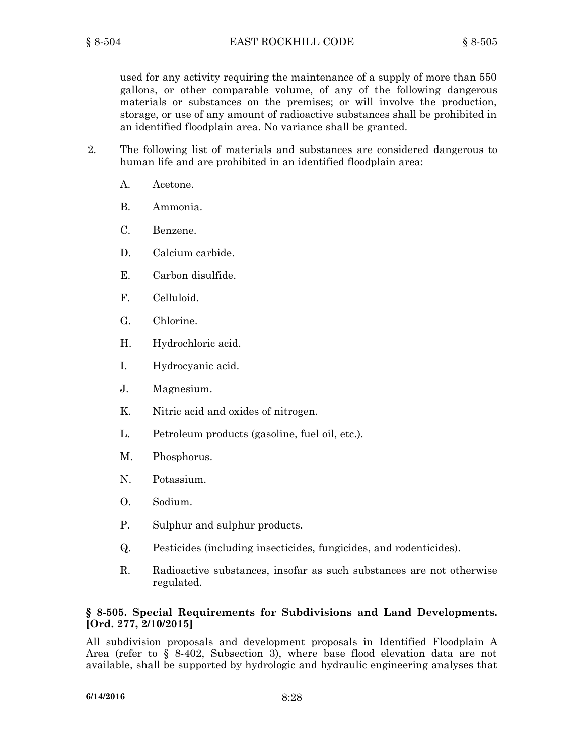used for any activity requiring the maintenance of a supply of more than 550 gallons, or other comparable volume, of any of the following dangerous materials or substances on the premises; or will involve the production, storage, or use of any amount of radioactive substances shall be prohibited in an identified floodplain area. No variance shall be granted.

2. The following list of materials and substances are considered dangerous to human life and are prohibited in an identified floodplain area:

   A. Acetone.

   B. Ammonia.

   C. Benzene.

   D. Calcium carbide.

   E. Carbon disulfide.

   F. Celluloid.

   G. Chlorine.

   H. Hydrochloric acid.

   I. Hydrocyanic acid.

   J. Magnesium.

   K. Nitric acid and oxides of nitrogen.

   L. Petroleum products (gasoline, fuel oil, etc.).

   M. Phosphorus.

   N. Potassium.

   O. Sodium.

   P. Sulphur and sulphur products.

   Q. Pesticides (including insecticides, fungicides, and rodenticides).

   R. Radioactive substances, insofar as such substances are not otherwise regulated.

**§ 8-505. Special Requirements for Subdivisions and Land Developments. [Ord. 277, 2/10/2015]**

All subdivision proposals and development proposals in Identified Floodplain A Area (refer to § 8-402, Subsection 3), where base flood elevation data are not available, shall be supported by hydrologic and hydraulic engineering analyses that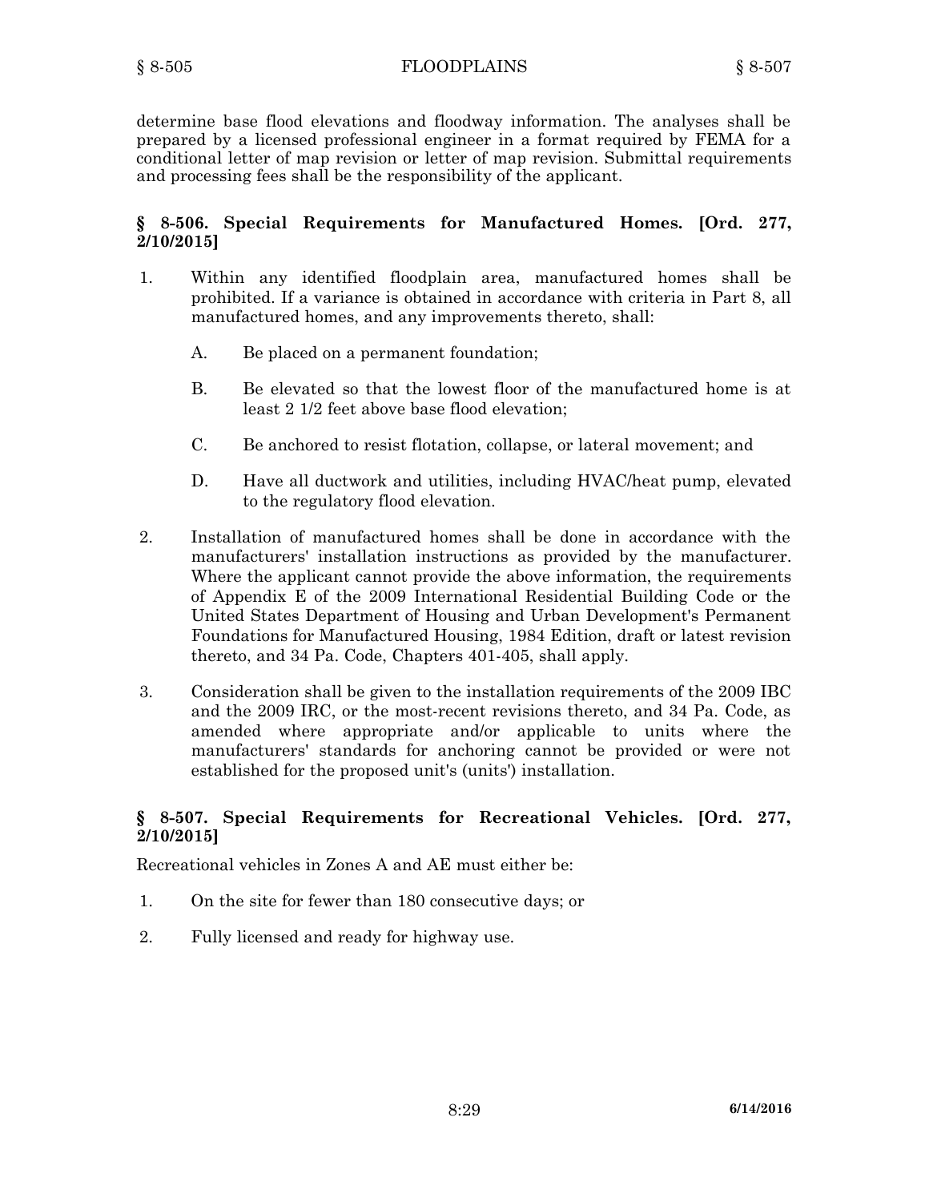determine base flood elevations and floodway information. The analyses shall be prepared by a licensed professional engineer in a format required by FEMA for a conditional letter of map revision or letter of map revision. Submittal requirements and processing fees shall be the responsibility of the applicant.

### § 8-506. Special Requirements for Manufactured Homes. [Ord. 277, 2/10/2015]

1. Within any identified floodplain area, manufactured homes shall be prohibited. If a variance is obtained in accordance with criteria in Part 8, all manufactured homes, and any improvements thereto, shall:

   A. Be placed on a permanent foundation;

   B. Be elevated so that the lowest floor of the manufactured home is at least 2 1/2 feet above base flood elevation;

   C. Be anchored to resist flotation, collapse, or lateral movement; and

   D. Have all ductwork and utilities, including HVAC/heat pump, elevated to the regulatory flood elevation.

2. Installation of manufactured homes shall be done in accordance with the manufacturers' installation instructions as provided by the manufacturer. Where the applicant cannot provide the above information, the requirements of Appendix E of the 2009 International Residential Building Code or the United States Department of Housing and Urban Development's Permanent Foundations for Manufactured Housing, 1984 Edition, draft or latest revision thereto, and 34 Pa. Code, Chapters 401-405, shall apply.

3. Consideration shall be given to the installation requirements of the 2009 IBC and the 2009 IRC, or the most-recent revisions thereto, and 34 Pa. Code, as amended where appropriate and/or applicable to units where the manufacturers' standards for anchoring cannot be provided or were not established for the proposed unit's (units') installation.

### § 8-507. Special Requirements for Recreational Vehicles. [Ord. 277, 2/10/2015]

Recreational vehicles in Zones A and AE must either be:

1. On the site for fewer than 180 consecutive days; or

2. Fully licensed and ready for highway use.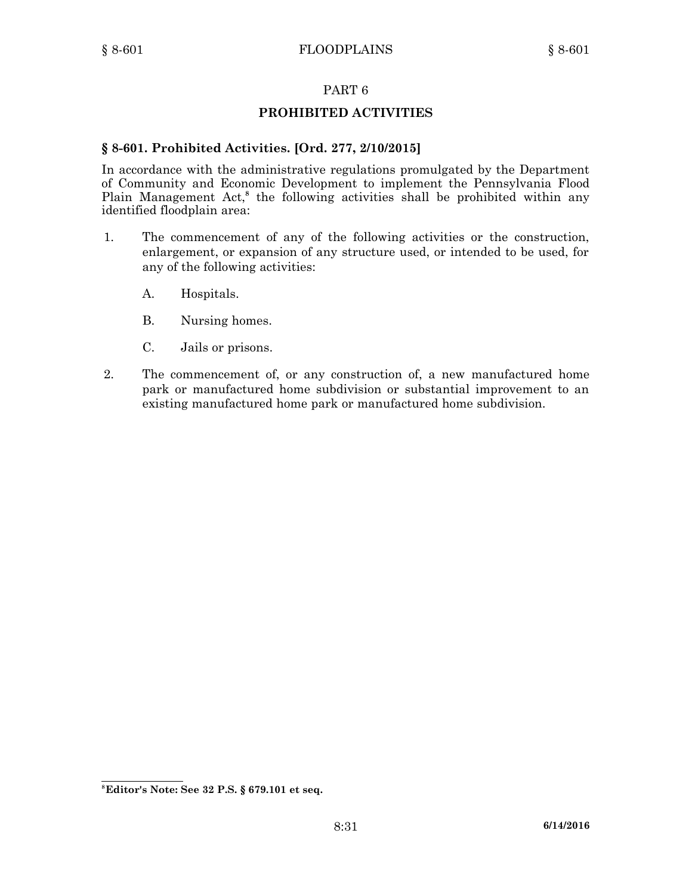## PART 6

## PROHIBITED ACTIVITIES

### § 8-601. Prohibited Activities. [Ord. 277, 2/10/2015]

In accordance with the administrative regulations promulgated by the Department of Community and Economic Development to implement the Pennsylvania Flood Plain Management Act,[8] the following activities shall be prohibited within any identified floodplain area:

1. The commencement of any of the following activities or the construction, enlargement, or expansion of any structure used, or intended to be used, for any of the following activities:

   A. Hospitals.

   B. Nursing homes.

   C. Jails or prisons.

2. The commencement of, or any construction of, a new manufactured home park or manufactured home subdivision or substantial improvement to an existing manufactured home park or manufactured home subdivision.

---

[8] **Editor's Note: See 32 P.S. § 679.101 et seq.**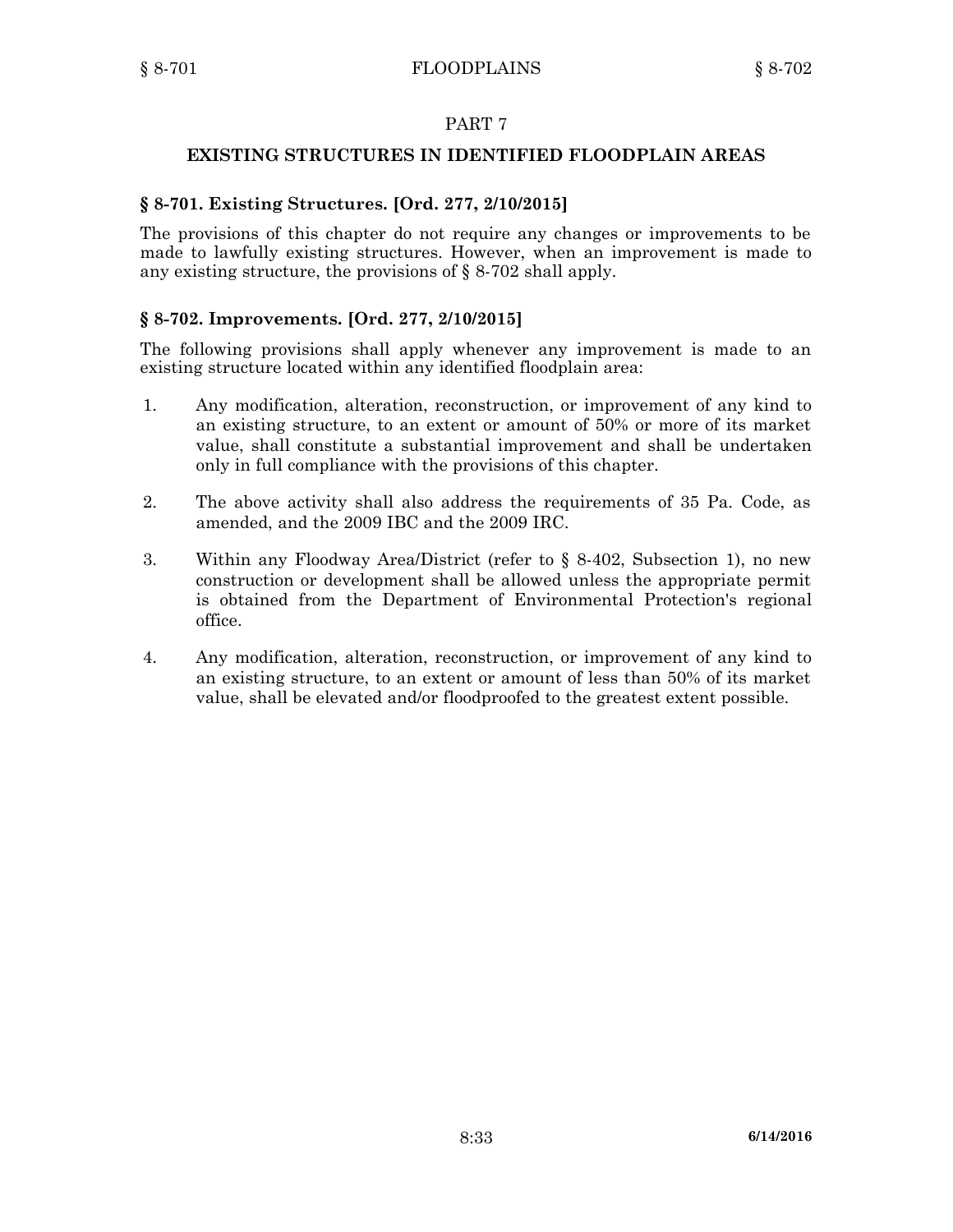## PART 7

## EXISTING STRUCTURES IN IDENTIFIED FLOODPLAIN AREAS

### § 8-701. Existing Structures. [Ord. 277, 2/10/2015]

The provisions of this chapter do not require any changes or improvements to be made to lawfully existing structures. However, when an improvement is made to any existing structure, the provisions of § 8-702 shall apply.

### § 8-702. Improvements. [Ord. 277, 2/10/2015]

The following provisions shall apply whenever any improvement is made to an existing structure located within any identified floodplain area:

1. Any modification, alteration, reconstruction, or improvement of any kind to an existing structure, to an extent or amount of 50% or more of its market value, shall constitute a substantial improvement and shall be undertaken only in full compliance with the provisions of this chapter.

2. The above activity shall also address the requirements of 35 Pa. Code, as amended, and the 2009 IBC and the 2009 IRC.

3. Within any Floodway Area/District (refer to § 8-402, Subsection 1), no new construction or development shall be allowed unless the appropriate permit is obtained from the Department of Environmental Protection's regional office.

4. Any modification, alteration, reconstruction, or improvement of any kind to an existing structure, to an extent or amount of less than 50% of its market value, shall be elevated and/or floodproofed to the greatest extent possible.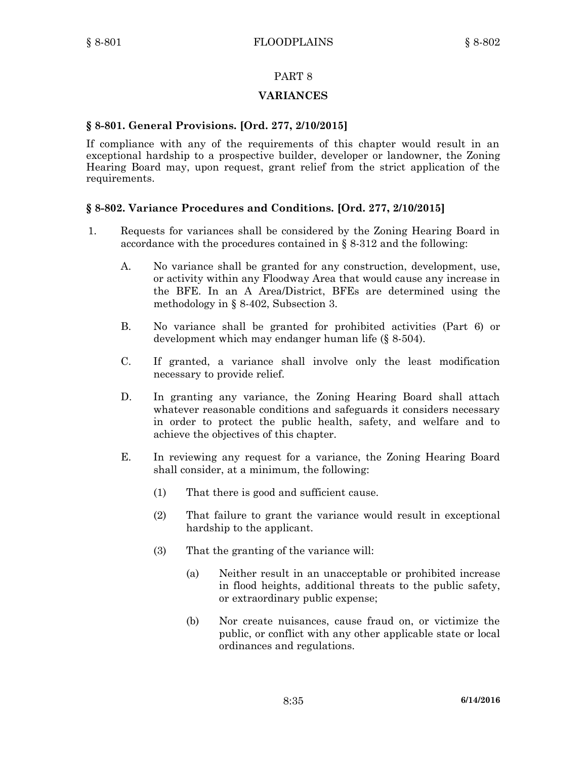# PART 8

## VARIANCES

### § 8-801. General Provisions. [Ord. 277, 2/10/2015]

If compliance with any of the requirements of this chapter would result in an exceptional hardship to a prospective builder, developer or landowner, the Zoning Hearing Board may, upon request, grant relief from the strict application of the requirements.

### § 8-802. Variance Procedures and Conditions. [Ord. 277, 2/10/2015]

1. Requests for variances shall be considered by the Zoning Hearing Board in accordance with the procedures contained in § 8-312 and the following:

   A. No variance shall be granted for any construction, development, use, or activity within any Floodway Area that would cause any increase in the BFE. In an A Area/District, BFEs are determined using the methodology in § 8-402, Subsection 3.

   B. No variance shall be granted for prohibited activities (Part 6) or development which may endanger human life (§ 8-504).

   C. If granted, a variance shall involve only the least modification necessary to provide relief.

   D. In granting any variance, the Zoning Hearing Board shall attach whatever reasonable conditions and safeguards it considers necessary in order to protect the public health, safety, and welfare and to achieve the objectives of this chapter.

   E. In reviewing any request for a variance, the Zoning Hearing Board shall consider, at a minimum, the following:

      (1) That there is good and sufficient cause.

      (2) That failure to grant the variance would result in exceptional hardship to the applicant.

      (3) That the granting of the variance will:

         (a) Neither result in an unacceptable or prohibited increase in flood heights, additional threats to the public safety, or extraordinary public expense;

         (b) Nor create nuisances, cause fraud on, or victimize the public, or conflict with any other applicable state or local ordinances and regulations.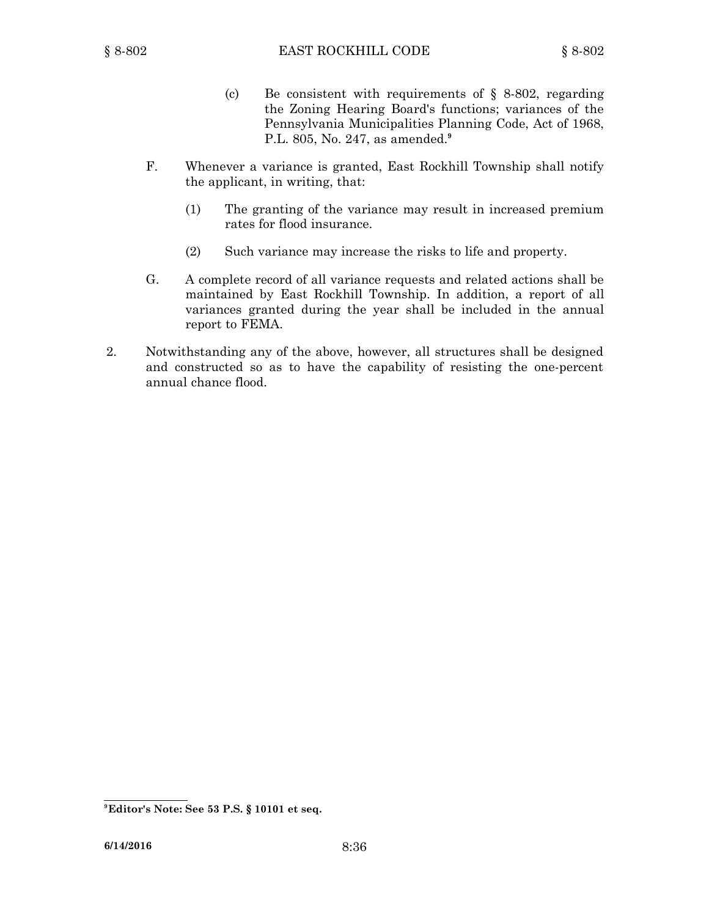(c) Be consistent with requirements of § 8-802, regarding the Zoning Hearing Board's functions; variances of the Pennsylvania Municipalities Planning Code, Act of 1968, P.L. 805, No. 247, as amended.[9]

F. Whenever a variance is granted, East Rockhill Township shall notify the applicant, in writing, that:

(1) The granting of the variance may result in increased premium rates for flood insurance.

(2) Such variance may increase the risks to life and property.

G. A complete record of all variance requests and related actions shall be maintained by East Rockhill Township. In addition, a report of all variances granted during the year shall be included in the annual report to FEMA.

2. Notwithstanding any of the above, however, all structures shall be designed and constructed so as to have the capability of resisting the one-percent annual chance flood.

---

[9] **Editor's Note: See 53 P.S. § 10101 et seq.**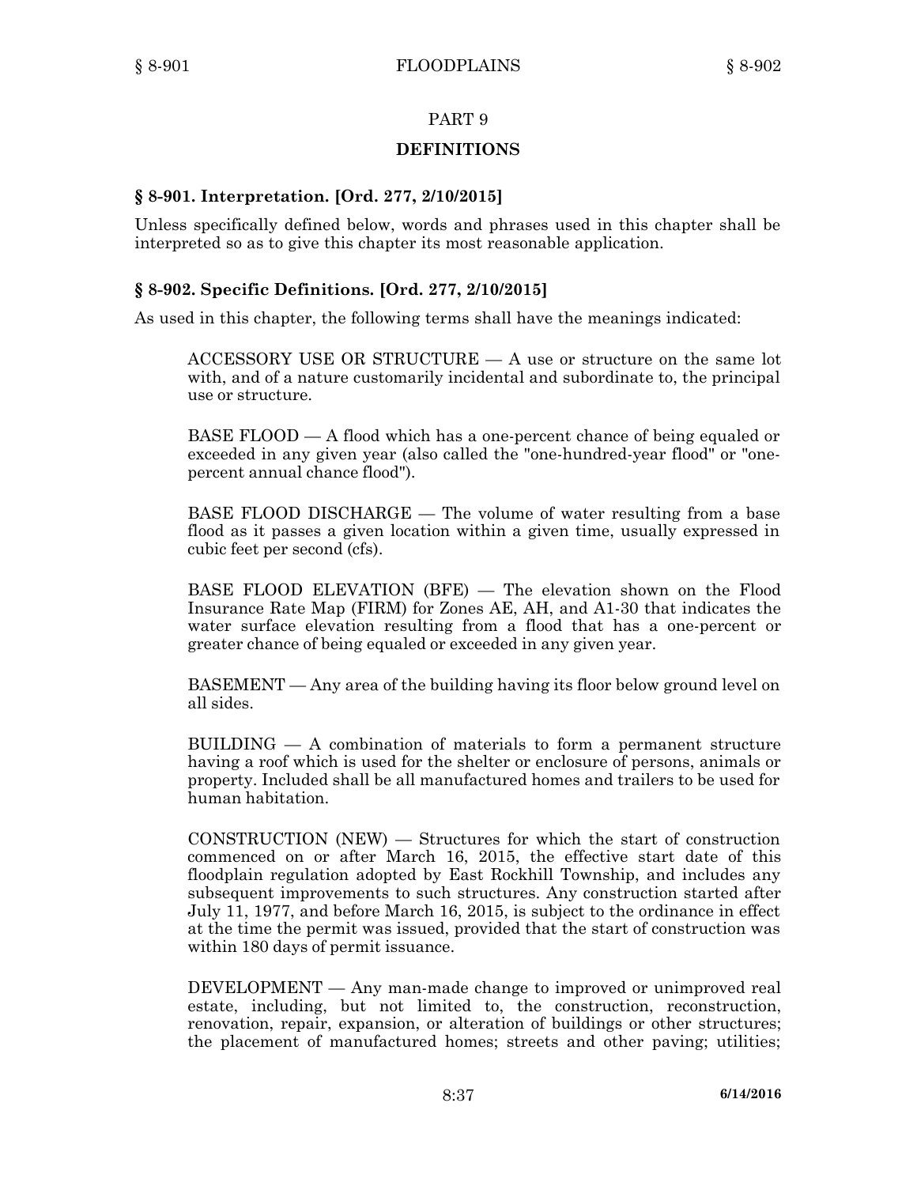## PART 9

## DEFINITIONS

### § 8-901. Interpretation. [Ord. 277, 2/10/2015]

Unless specifically defined below, words and phrases used in this chapter shall be interpreted so as to give this chapter its most reasonable application.

### § 8-902. Specific Definitions. [Ord. 277, 2/10/2015]

As used in this chapter, the following terms shall have the meanings indicated:

ACCESSORY USE OR STRUCTURE — A use or structure on the same lot with, and of a nature customarily incidental and subordinate to, the principal use or structure.

BASE FLOOD — A flood which has a one-percent chance of being equaled or exceeded in any given year (also called the "one-hundred-year flood" or "one-percent annual chance flood").

BASE FLOOD DISCHARGE — The volume of water resulting from a base flood as it passes a given location within a given time, usually expressed in cubic feet per second (cfs).

BASE FLOOD ELEVATION (BFE) — The elevation shown on the Flood Insurance Rate Map (FIRM) for Zones AE, AH, and A1-30 that indicates the water surface elevation resulting from a flood that has a one-percent or greater chance of being equaled or exceeded in any given year.

BASEMENT — Any area of the building having its floor below ground level on all sides.

BUILDING — A combination of materials to form a permanent structure having a roof which is used for the shelter or enclosure of persons, animals or property. Included shall be all manufactured homes and trailers to be used for human habitation.

CONSTRUCTION (NEW) — Structures for which the start of construction commenced on or after March 16, 2015, the effective start date of this floodplain regulation adopted by East Rockhill Township, and includes any subsequent improvements to such structures. Any construction started after July 11, 1977, and before March 16, 2015, is subject to the ordinance in effect at the time the permit was issued, provided that the start of construction was within 180 days of permit issuance.

DEVELOPMENT — Any man-made change to improved or unimproved real estate, including, but not limited to, the construction, reconstruction, renovation, repair, expansion, or alteration of buildings or other structures; the placement of manufactured homes; streets and other paving; utilities;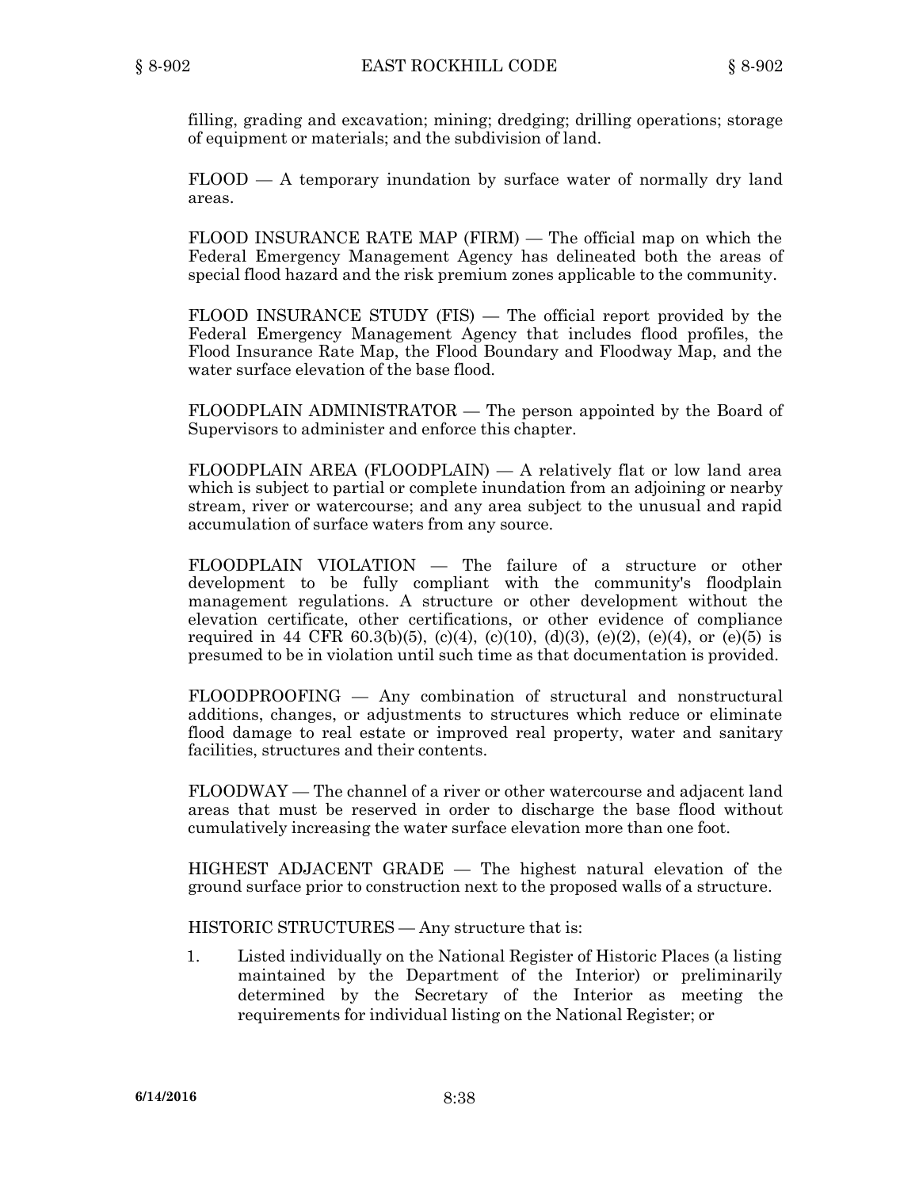filling, grading and excavation; mining; dredging; drilling operations; storage of equipment or materials; and the subdivision of land.

FLOOD — A temporary inundation by surface water of normally dry land areas.

FLOOD INSURANCE RATE MAP (FIRM) — The official map on which the Federal Emergency Management Agency has delineated both the areas of special flood hazard and the risk premium zones applicable to the community.

FLOOD INSURANCE STUDY (FIS) — The official report provided by the Federal Emergency Management Agency that includes flood profiles, the Flood Insurance Rate Map, the Flood Boundary and Floodway Map, and the water surface elevation of the base flood.

FLOODPLAIN ADMINISTRATOR — The person appointed by the Board of Supervisors to administer and enforce this chapter.

FLOODPLAIN AREA (FLOODPLAIN) — A relatively flat or low land area which is subject to partial or complete inundation from an adjoining or nearby stream, river or watercourse; and any area subject to the unusual and rapid accumulation of surface waters from any source.

FLOODPLAIN VIOLATION — The failure of a structure or other development to be fully compliant with the community's floodplain management regulations. A structure or other development without the elevation certificate, other certifications, or other evidence of compliance required in 44 CFR 60.3(b)(5), (c)(4), (c)(10), (d)(3), (e)(2), (e)(4), or (e)(5) is presumed to be in violation until such time as that documentation is provided.

FLOODPROOFING — Any combination of structural and nonstructural additions, changes, or adjustments to structures which reduce or eliminate flood damage to real estate or improved real property, water and sanitary facilities, structures and their contents.

FLOODWAY — The channel of a river or other watercourse and adjacent land areas that must be reserved in order to discharge the base flood without cumulatively increasing the water surface elevation more than one foot.

HIGHEST ADJACENT GRADE — The highest natural elevation of the ground surface prior to construction next to the proposed walls of a structure.

HISTORIC STRUCTURES — Any structure that is:

1. Listed individually on the National Register of Historic Places (a listing maintained by the Department of the Interior) or preliminarily determined by the Secretary of the Interior as meeting the requirements for individual listing on the National Register; or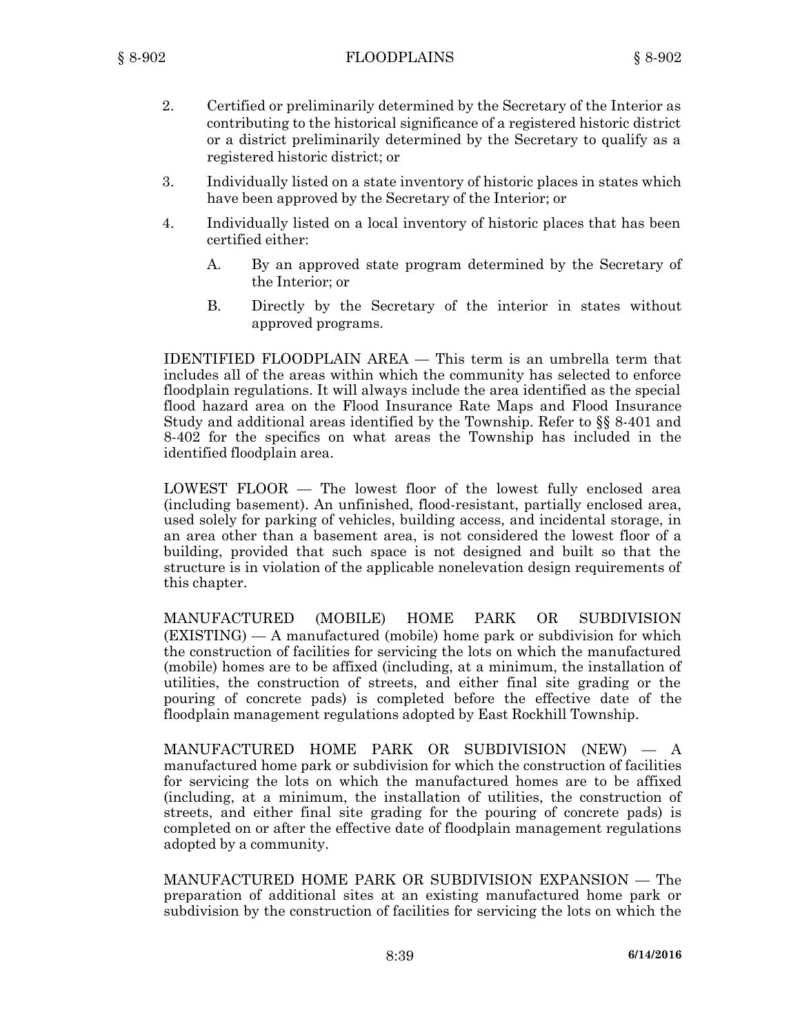2. Certified or preliminarily determined by the Secretary of the Interior as contributing to the historical significance of a registered historic district or a district preliminarily determined by the Secretary to qualify as a registered historic district; or

3. Individually listed on a state inventory of historic places in states which have been approved by the Secretary of the Interior; or

4. Individually listed on a local inventory of historic places that has been certified either:

   A. By an approved state program determined by the Secretary of the Interior; or

   B. Directly by the Secretary of the interior in states without approved programs.

IDENTIFIED FLOODPLAIN AREA — This term is an umbrella term that includes all of the areas within which the community has selected to enforce floodplain regulations. It will always include the area identified as the special flood hazard area on the Flood Insurance Rate Maps and Flood Insurance Study and additional areas identified by the Township. Refer to §§ 8-401 and 8-402 for the specifics on what areas the Township has included in the identified floodplain area.

LOWEST FLOOR — The lowest floor of the lowest fully enclosed area (including basement). An unfinished, flood-resistant, partially enclosed area, used solely for parking of vehicles, building access, and incidental storage, in an area other than a basement area, is not considered the lowest floor of a building, provided that such space is not designed and built so that the structure is in violation of the applicable nonelevation design requirements of this chapter.

MANUFACTURED (MOBILE) HOME PARK OR SUBDIVISION (EXISTING) — A manufactured (mobile) home park or subdivision for which the construction of facilities for servicing the lots on which the manufactured (mobile) homes are to be affixed (including, at a minimum, the installation of utilities, the construction of streets, and either final site grading or the pouring of concrete pads) is completed before the effective date of the floodplain management regulations adopted by East Rockhill Township.

MANUFACTURED HOME PARK OR SUBDIVISION (NEW) — A manufactured home park or subdivision for which the construction of facilities for servicing the lots on which the manufactured homes are to be affixed (including, at a minimum, the installation of utilities, the construction of streets, and either final site grading for the pouring of concrete pads) is completed on or after the effective date of floodplain management regulations adopted by a community.

MANUFACTURED HOME PARK OR SUBDIVISION EXPANSION — The preparation of additional sites at an existing manufactured home park or subdivision by the construction of facilities for servicing the lots on which the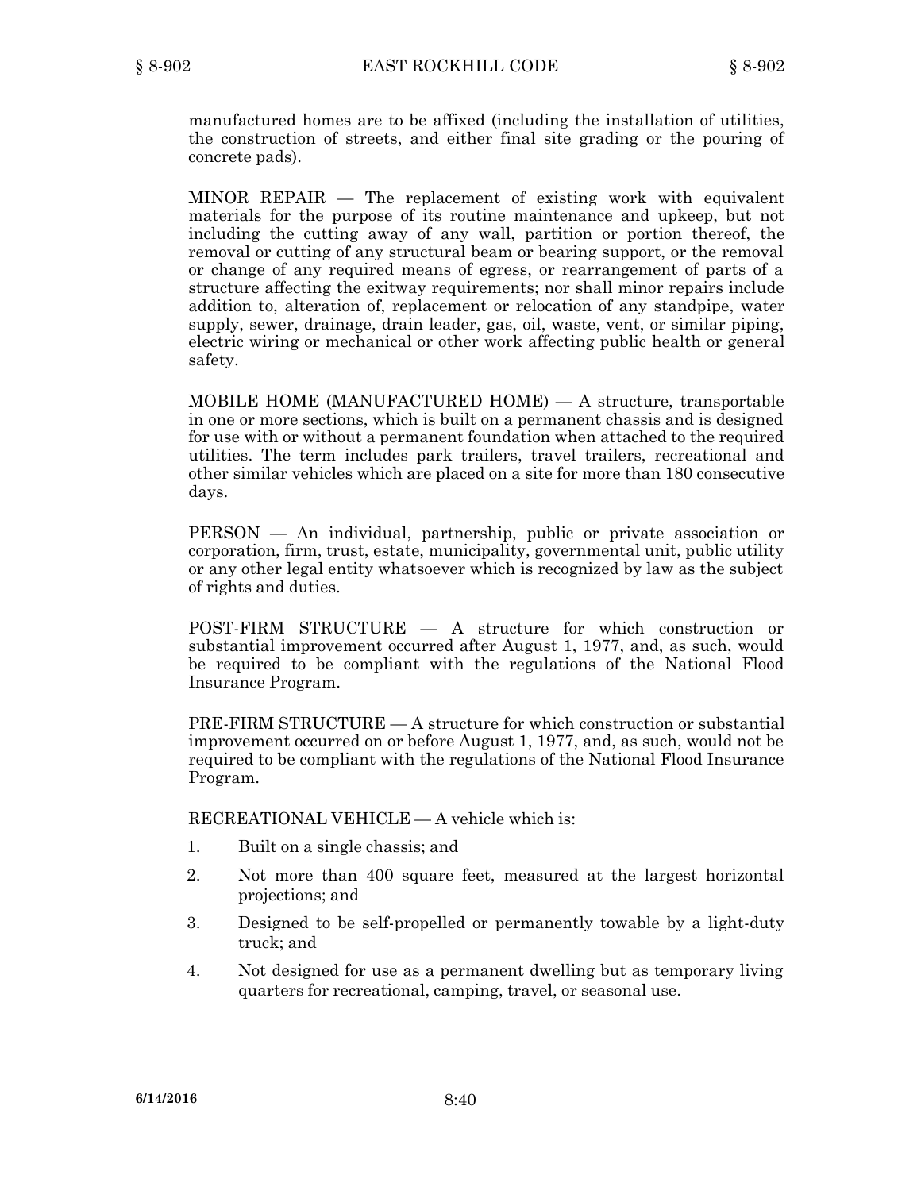manufactured homes are to be affixed (including the installation of utilities, the construction of streets, and either final site grading or the pouring of concrete pads).

MINOR REPAIR — The replacement of existing work with equivalent materials for the purpose of its routine maintenance and upkeep, but not including the cutting away of any wall, partition or portion thereof, the removal or cutting of any structural beam or bearing support, or the removal or change of any required means of egress, or rearrangement of parts of a structure affecting the exitway requirements; nor shall minor repairs include addition to, alteration of, replacement or relocation of any standpipe, water supply, sewer, drainage, drain leader, gas, oil, waste, vent, or similar piping, electric wiring or mechanical or other work affecting public health or general safety.

MOBILE HOME (MANUFACTURED HOME) — A structure, transportable in one or more sections, which is built on a permanent chassis and is designed for use with or without a permanent foundation when attached to the required utilities. The term includes park trailers, travel trailers, recreational and other similar vehicles which are placed on a site for more than 180 consecutive days.

PERSON — An individual, partnership, public or private association or corporation, firm, trust, estate, municipality, governmental unit, public utility or any other legal entity whatsoever which is recognized by law as the subject of rights and duties.

POST-FIRM STRUCTURE — A structure for which construction or substantial improvement occurred after August 1, 1977, and, as such, would be required to be compliant with the regulations of the National Flood Insurance Program.

PRE-FIRM STRUCTURE — A structure for which construction or substantial improvement occurred on or before August 1, 1977, and, as such, would not be required to be compliant with the regulations of the National Flood Insurance Program.

RECREATIONAL VEHICLE — A vehicle which is:

1. Built on a single chassis; and
2. Not more than 400 square feet, measured at the largest horizontal projections; and
3. Designed to be self-propelled or permanently towable by a light-duty truck; and
4. Not designed for use as a permanent dwelling but as temporary living quarters for recreational, camping, travel, or seasonal use.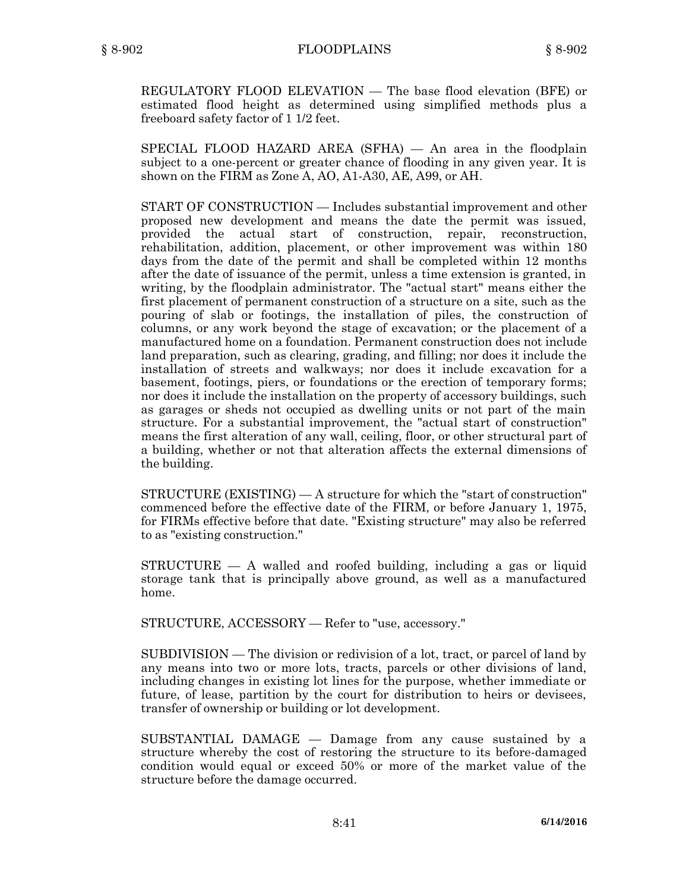REGULATORY FLOOD ELEVATION — The base flood elevation (BFE) or estimated flood height as determined using simplified methods plus a freeboard safety factor of 1 1/2 feet.

SPECIAL FLOOD HAZARD AREA (SFHA) — An area in the floodplain subject to a one-percent or greater chance of flooding in any given year. It is shown on the FIRM as Zone A, AO, A1-A30, AE, A99, or AH.

START OF CONSTRUCTION — Includes substantial improvement and other proposed new development and means the date the permit was issued, provided the actual start of construction, repair, reconstruction, rehabilitation, addition, placement, or other improvement was within 180 days from the date of the permit and shall be completed within 12 months after the date of issuance of the permit, unless a time extension is granted, in writing, by the floodplain administrator. The "actual start" means either the first placement of permanent construction of a structure on a site, such as the pouring of slab or footings, the installation of piles, the construction of columns, or any work beyond the stage of excavation; or the placement of a manufactured home on a foundation. Permanent construction does not include land preparation, such as clearing, grading, and filling; nor does it include the installation of streets and walkways; nor does it include excavation for a basement, footings, piers, or foundations or the erection of temporary forms; nor does it include the installation on the property of accessory buildings, such as garages or sheds not occupied as dwelling units or not part of the main structure. For a substantial improvement, the "actual start of construction" means the first alteration of any wall, ceiling, floor, or other structural part of a building, whether or not that alteration affects the external dimensions of the building.

STRUCTURE (EXISTING) — A structure for which the "start of construction" commenced before the effective date of the FIRM, or before January 1, 1975, for FIRMs effective before that date. "Existing structure" may also be referred to as "existing construction."

STRUCTURE — A walled and roofed building, including a gas or liquid storage tank that is principally above ground, as well as a manufactured home.

STRUCTURE, ACCESSORY — Refer to "use, accessory."

SUBDIVISION — The division or redivision of a lot, tract, or parcel of land by any means into two or more lots, tracts, parcels or other divisions of land, including changes in existing lot lines for the purpose, whether immediate or future, of lease, partition by the court for distribution to heirs or devisees, transfer of ownership or building or lot development.

SUBSTANTIAL DAMAGE — Damage from any cause sustained by a structure whereby the cost of restoring the structure to its before-damaged condition would equal or exceed 50% or more of the market value of the structure before the damage occurred.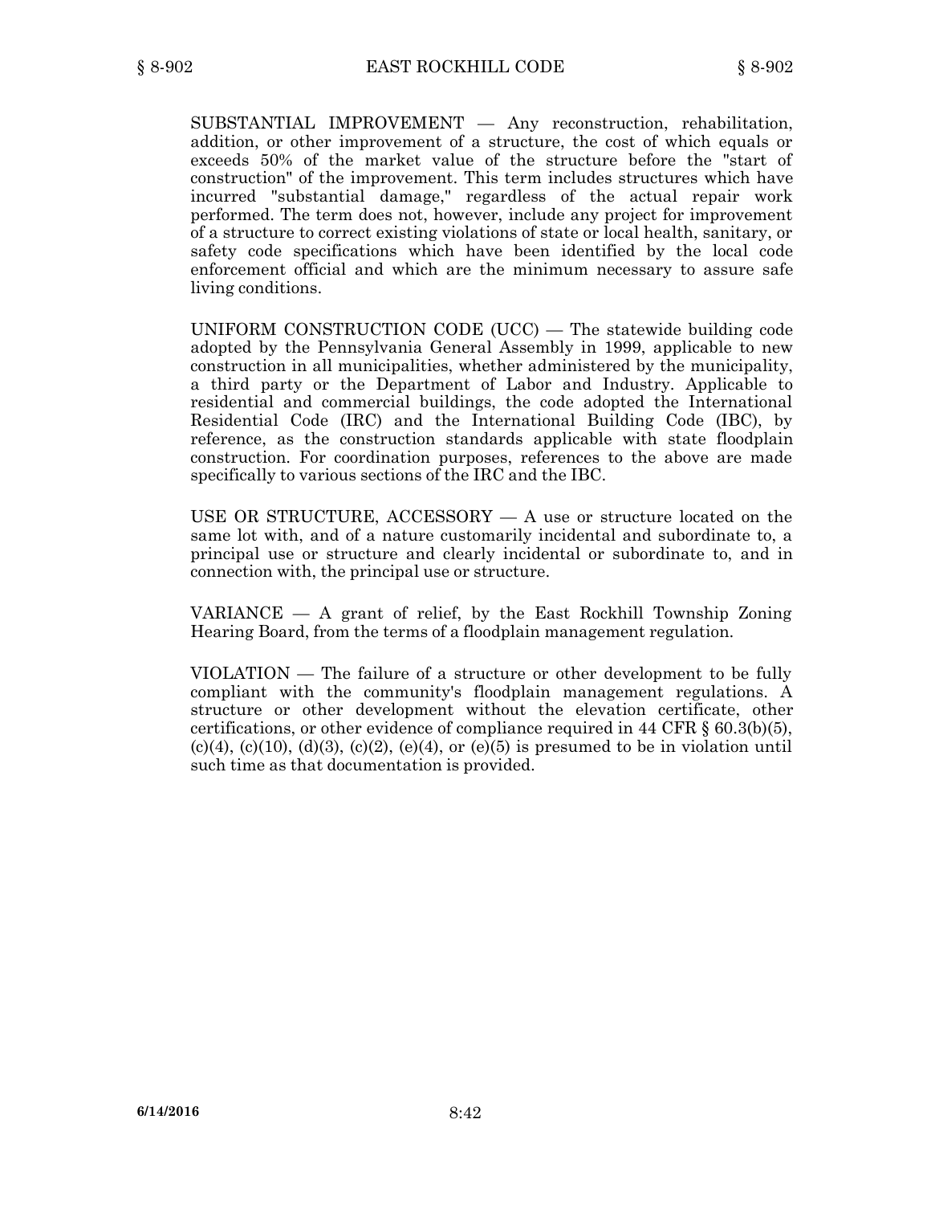SUBSTANTIAL IMPROVEMENT — Any reconstruction, rehabilitation, addition, or other improvement of a structure, the cost of which equals or exceeds 50% of the market value of the structure before the "start of construction" of the improvement. This term includes structures which have incurred "substantial damage," regardless of the actual repair work performed. The term does not, however, include any project for improvement of a structure to correct existing violations of state or local health, sanitary, or safety code specifications which have been identified by the local code enforcement official and which are the minimum necessary to assure safe living conditions.

UNIFORM CONSTRUCTION CODE (UCC) — The statewide building code adopted by the Pennsylvania General Assembly in 1999, applicable to new construction in all municipalities, whether administered by the municipality, a third party or the Department of Labor and Industry. Applicable to residential and commercial buildings, the code adopted the International Residential Code (IRC) and the International Building Code (IBC), by reference, as the construction standards applicable with state floodplain construction. For coordination purposes, references to the above are made specifically to various sections of the IRC and the IBC.

USE OR STRUCTURE, ACCESSORY — A use or structure located on the same lot with, and of a nature customarily incidental and subordinate to, a principal use or structure and clearly incidental or subordinate to, and in connection with, the principal use or structure.

VARIANCE — A grant of relief, by the East Rockhill Township Zoning Hearing Board, from the terms of a floodplain management regulation.

VIOLATION — The failure of a structure or other development to be fully compliant with the community's floodplain management regulations. A structure or other development without the elevation certificate, other certifications, or other evidence of compliance required in 44 CFR § 60.3(b)(5), (c)(4), (c)(10), (d)(3), (c)(2), (e)(4), or (e)(5) is presumed to be in violation until such time as that documentation is provided.